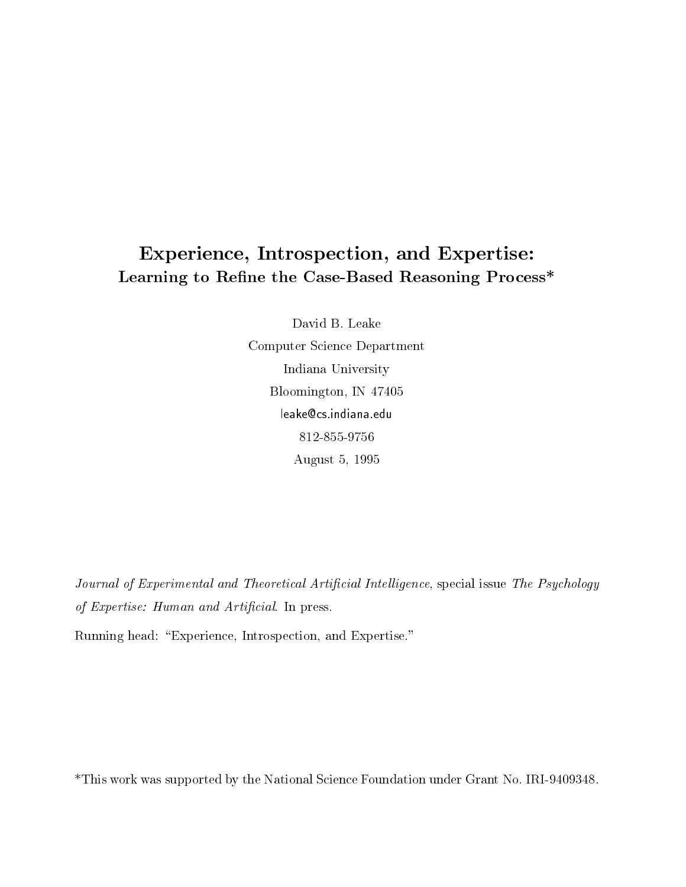# Experience, Introspection, and Expertise:
## Learning to Refine the Case-Based Reasoning Process*

David B. Leake

Computer Science Department

Indiana University

Bloomington, IN 47405

leake@cs.indiana.edu

812-855-9756

August 5, 1995

*Journal of Experimental and Theoretical Artificial Intelligence*, special issue *The Psychology of Expertise: Human and Artificial*. In press.

Running head: "Experience, Introspection, and Expertise."

*This work was supported by the National Science Foundation under Grant No. IRI-9409348.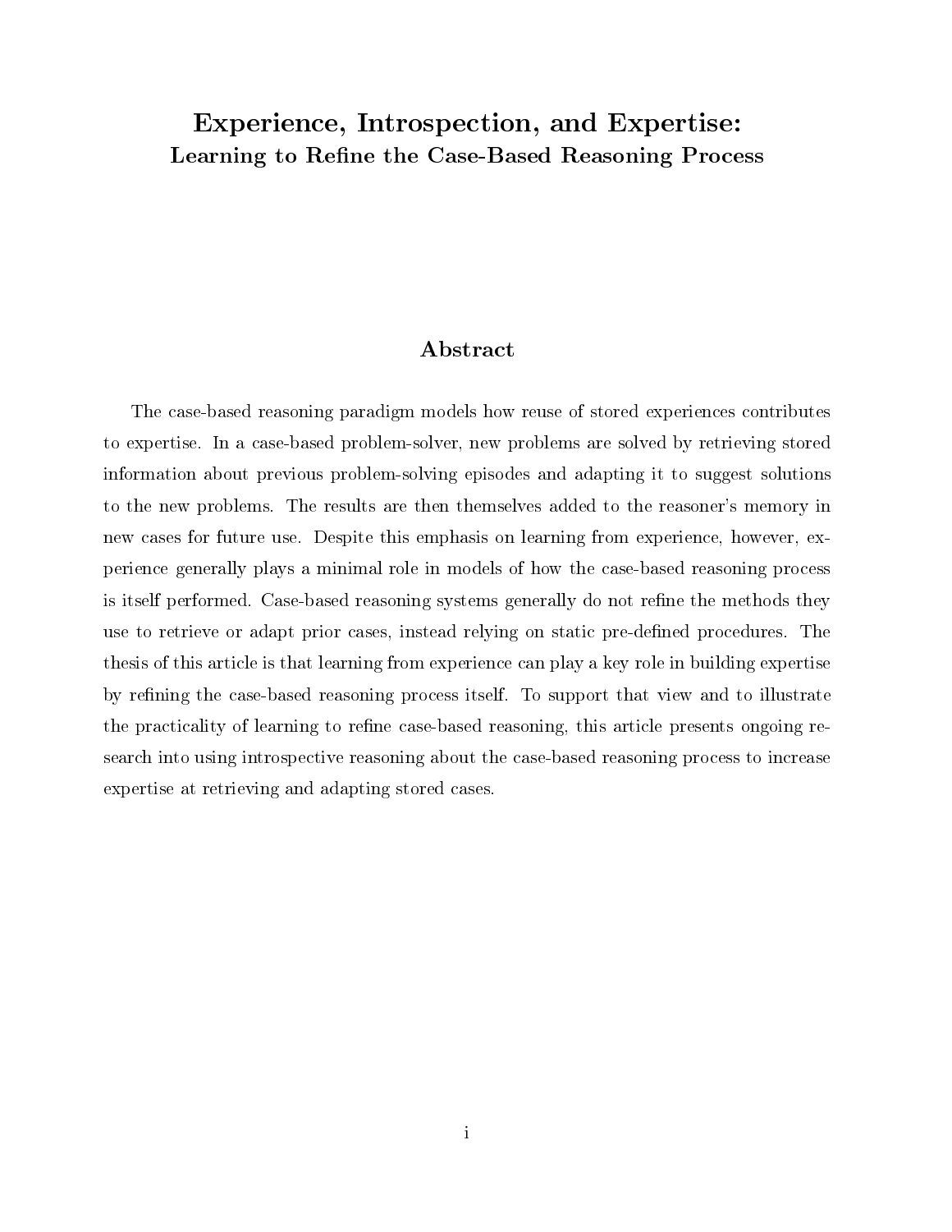# Experience, Introspection, and Expertise:
## Learning to Refine the Case-Based Reasoning Process

## Abstract

The case-based reasoning paradigm models how reuse of stored experiences contributes to expertise. In a case-based problem-solver, new problems are solved by retrieving stored information about previous problem-solving episodes and adapting it to suggest solutions to the new problems. The results are then themselves added to the reasoner's memory in new cases for future use. Despite this emphasis on learning from experience, however, experience generally plays a minimal role in models of how the case-based reasoning process is itself performed. Case-based reasoning systems generally do not refine the methods they use to retrieve or adapt prior cases, instead relying on static pre-defined procedures. The thesis of this article is that learning from experience can play a key role in building expertise by refining the case-based reasoning process itself. To support that view and to illustrate the practicality of learning to refine case-based reasoning, this article presents ongoing research into using introspective reasoning about the case-based reasoning process to increase expertise at retrieving and adapting stored cases.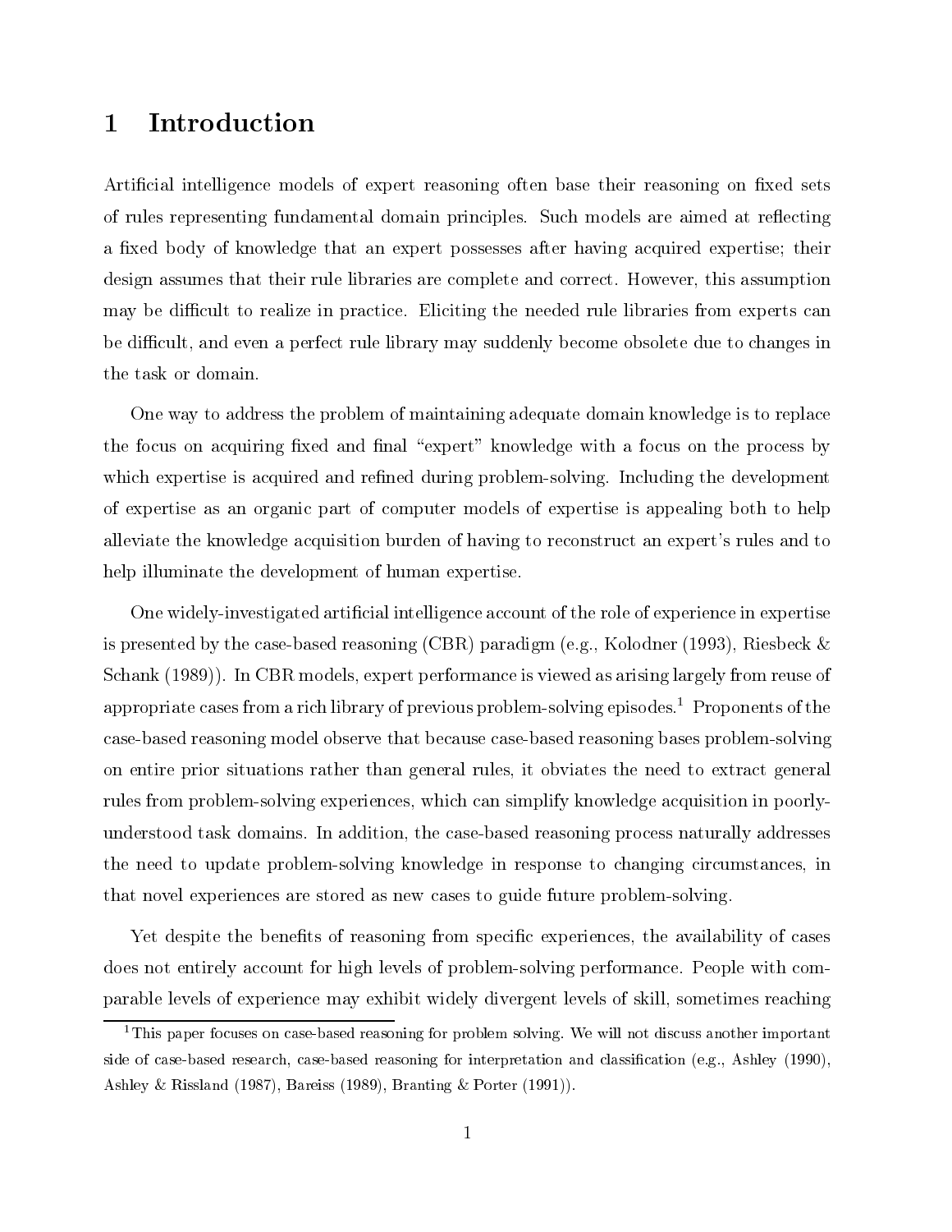# 1 Introduction

Artificial intelligence models of expert reasoning often base their reasoning on fixed sets of rules representing fundamental domain principles. Such models are aimed at reflecting a fixed body of knowledge that an expert possesses after having acquired expertise; their design assumes that their rule libraries are complete and correct. However, this assumption may be difficult to realize in practice. Eliciting the needed rule libraries from experts can be difficult, and even a perfect rule library may suddenly become obsolete due to changes in the task or domain.

One way to address the problem of maintaining adequate domain knowledge is to replace the focus on acquiring fixed and final "expert" knowledge with a focus on the process by which expertise is acquired and refined during problem-solving. Including the development of expertise as an organic part of computer models of expertise is appealing both to help alleviate the knowledge acquisition burden of having to reconstruct an expert's rules and to help illuminate the development of human expertise.

One widely-investigated artificial intelligence account of the role of experience in expertise is presented by the case-based reasoning (CBR) paradigm (e.g., Kolodner (1993), Riesbeck & Schank (1989)). In CBR models, expert performance is viewed as arising largely from reuse of appropriate cases from a rich library of previous problem-solving episodes.[1] Proponents of the case-based reasoning model observe that because case-based reasoning bases problem-solving on entire prior situations rather than general rules, it obviates the need to extract general rules from problem-solving experiences, which can simplify knowledge acquisition in poorly-understood task domains. In addition, the case-based reasoning process naturally addresses the need to update problem-solving knowledge in response to changing circumstances, in that novel experiences are stored as new cases to guide future problem-solving.

Yet despite the benefits of reasoning from specific experiences, the availability of cases does not entirely account for high levels of problem-solving performance. People with comparable levels of experience may exhibit widely divergent levels of skill, sometimes reaching

[1] This paper focuses on case-based reasoning for problem solving. We will not discuss another important side of case-based research, case-based reasoning for interpretation and classification (e.g., Ashley (1990), Ashley & Rissland (1987), Bareiss (1989), Branting & Porter (1991)).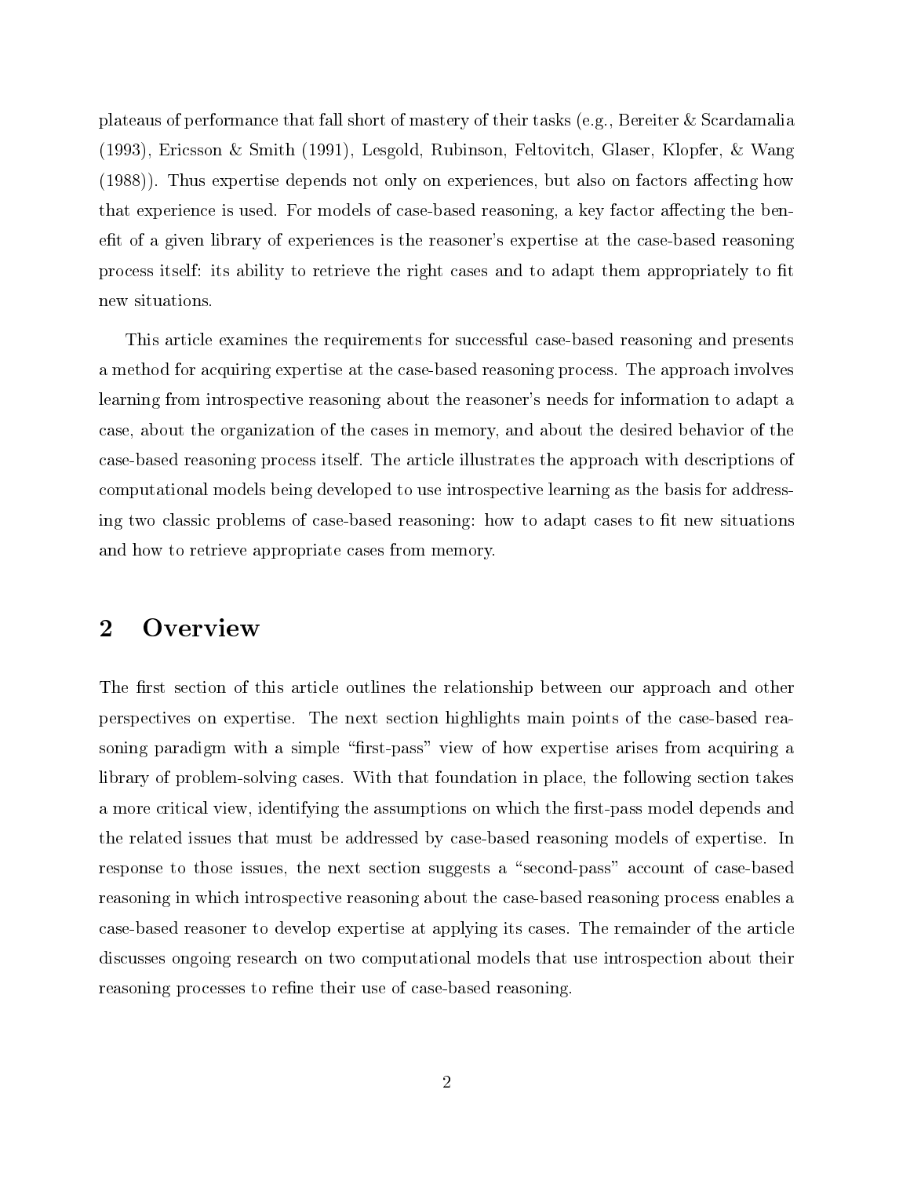plateaus of performance that fall short of mastery of their tasks (e.g., Bereiter & Scardamalia (1993), Ericsson & Smith (1991), Lesgold, Rubinson, Feltovitch, Glaser, Klopfer, & Wang (1988)). Thus expertise depends not only on experiences, but also on factors affecting how that experience is used. For models of case-based reasoning, a key factor affecting the benefit of a given library of experiences is the reasoner's expertise at the case-based reasoning process itself: its ability to retrieve the right cases and to adapt them appropriately to fit new situations.

This article examines the requirements for successful case-based reasoning and presents a method for acquiring expertise at the case-based reasoning process. The approach involves learning from introspective reasoning about the reasoner's needs for information to adapt a case, about the organization of the cases in memory, and about the desired behavior of the case-based reasoning process itself. The article illustrates the approach with descriptions of computational models being developed to use introspective learning as the basis for addressing two classic problems of case-based reasoning: how to adapt cases to fit new situations and how to retrieve appropriate cases from memory.

## 2 Overview

The first section of this article outlines the relationship between our approach and other perspectives on expertise. The next section highlights main points of the case-based reasoning paradigm with a simple "first-pass" view of how expertise arises from acquiring a library of problem-solving cases. With that foundation in place, the following section takes a more critical view, identifying the assumptions on which the first-pass model depends and the related issues that must be addressed by case-based reasoning models of expertise. In response to those issues, the next section suggests a "second-pass" account of case-based reasoning in which introspective reasoning about the case-based reasoning process enables a case-based reasoner to develop expertise at applying its cases. The remainder of the article discusses ongoing research on two computational models that use introspection about their reasoning processes to refine their use of case-based reasoning.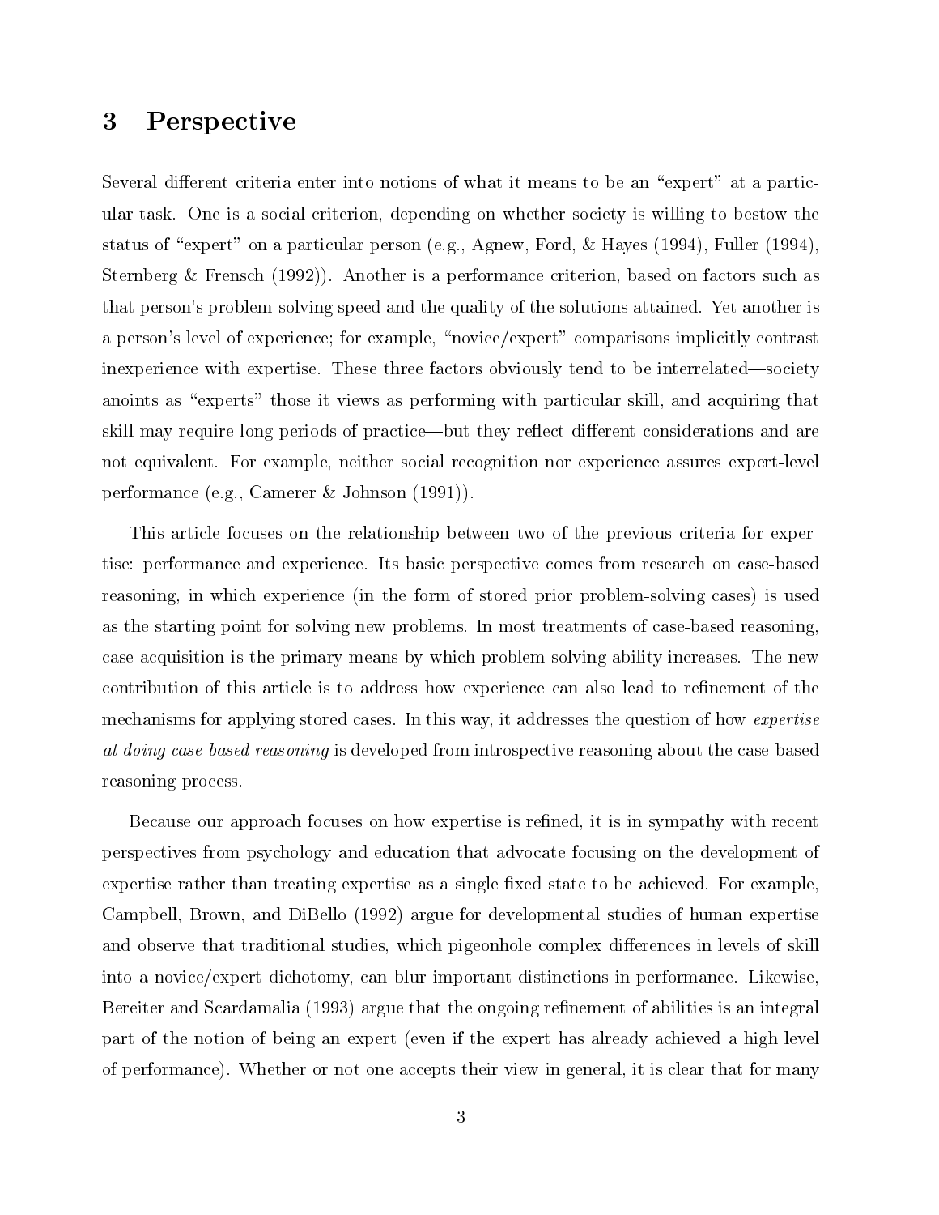## 3 Perspective

Several different criteria enter into notions of what it means to be an "expert" at a particular task. One is a social criterion, depending on whether society is willing to bestow the status of "expert" on a particular person (e.g., Agnew, Ford, & Hayes (1994), Fuller (1994), Sternberg & Frensch (1992)). Another is a performance criterion, based on factors such as that person's problem-solving speed and the quality of the solutions attained. Yet another is a person's level of experience; for example, "novice/expert" comparisons implicitly contrast inexperience with expertise. These three factors obviously tend to be interrelated—society anoints as "experts" those it views as performing with particular skill, and acquiring that skill may require long periods of practice—but they reflect different considerations and are not equivalent. For example, neither social recognition nor experience assures expert-level performance (e.g., Camerer & Johnson (1991)).

This article focuses on the relationship between two of the previous criteria for expertise: performance and experience. Its basic perspective comes from research on case-based reasoning, in which experience (in the form of stored prior problem-solving cases) is used as the starting point for solving new problems. In most treatments of case-based reasoning, case acquisition is the primary means by which problem-solving ability increases. The new contribution of this article is to address how experience can also lead to refinement of the mechanisms for applying stored cases. In this way, it addresses the question of how *expertise at doing case-based reasoning* is developed from introspective reasoning about the case-based reasoning process.

Because our approach focuses on how expertise is refined, it is in sympathy with recent perspectives from psychology and education that advocate focusing on the development of expertise rather than treating expertise as a single fixed state to be achieved. For example, Campbell, Brown, and DiBello (1992) argue for developmental studies of human expertise and observe that traditional studies, which pigeonhole complex differences in levels of skill into a novice/expert dichotomy, can blur important distinctions in performance. Likewise, Bereiter and Scardamalia (1993) argue that the ongoing refinement of abilities is an integral part of the notion of being an expert (even if the expert has already achieved a high level of performance). Whether or not one accepts their view in general, it is clear that for many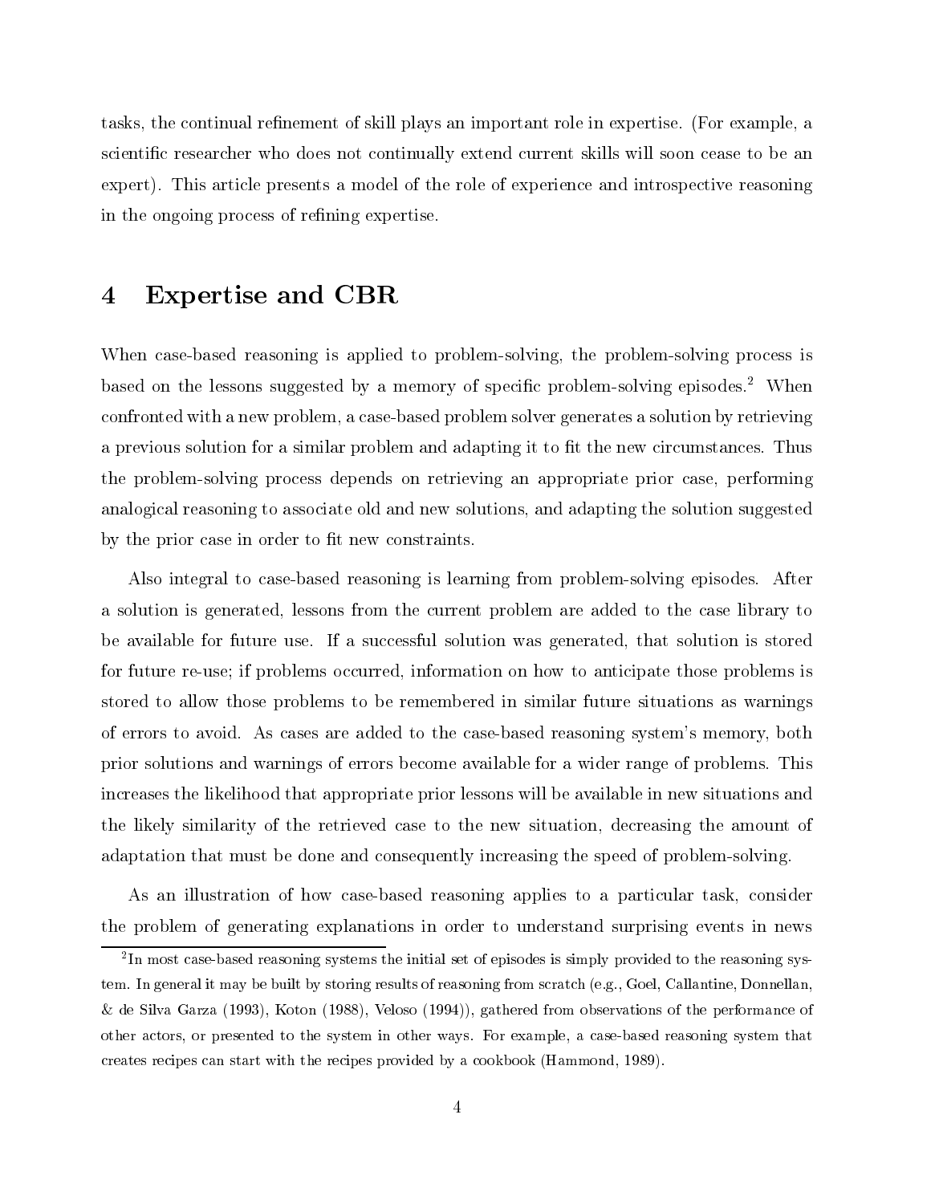tasks, the continual refinement of skill plays an important role in expertise. (For example, a scientific researcher who does not continually extend current skills will soon cease to be an expert). This article presents a model of the role of experience and introspective reasoning in the ongoing process of refining expertise.

# 4 Expertise and CBR

When case-based reasoning is applied to problem-solving, the problem-solving process is based on the lessons suggested by a memory of specific problem-solving episodes.[2] When confronted with a new problem, a case-based problem solver generates a solution by retrieving a previous solution for a similar problem and adapting it to fit the new circumstances. Thus the problem-solving process depends on retrieving an appropriate prior case, performing analogical reasoning to associate old and new solutions, and adapting the solution suggested by the prior case in order to fit new constraints.

Also integral to case-based reasoning is learning from problem-solving episodes. After a solution is generated, lessons from the current problem are added to the case library to be available for future use. If a successful solution was generated, that solution is stored for future re-use; if problems occurred, information on how to anticipate those problems is stored to allow those problems to be remembered in similar future situations as warnings of errors to avoid. As cases are added to the case-based reasoning system's memory, both prior solutions and warnings of errors become available for a wider range of problems. This increases the likelihood that appropriate prior lessons will be available in new situations and the likely similarity of the retrieved case to the new situation, decreasing the amount of adaptation that must be done and consequently increasing the speed of problem-solving.

As an illustration of how case-based reasoning applies to a particular task, consider the problem of generating explanations in order to understand surprising events in news

[2] In most case-based reasoning systems the initial set of episodes is simply provided to the reasoning system. In general it may be built by storing results of reasoning from scratch (e.g., Goel, Callantine, Donnellan, & de Silva Garza (1993), Koton (1988), Veloso (1994)), gathered from observations of the performance of other actors, or presented to the system in other ways. For example, a case-based reasoning system that creates recipes can start with the recipes provided by a cookbook (Hammond, 1989).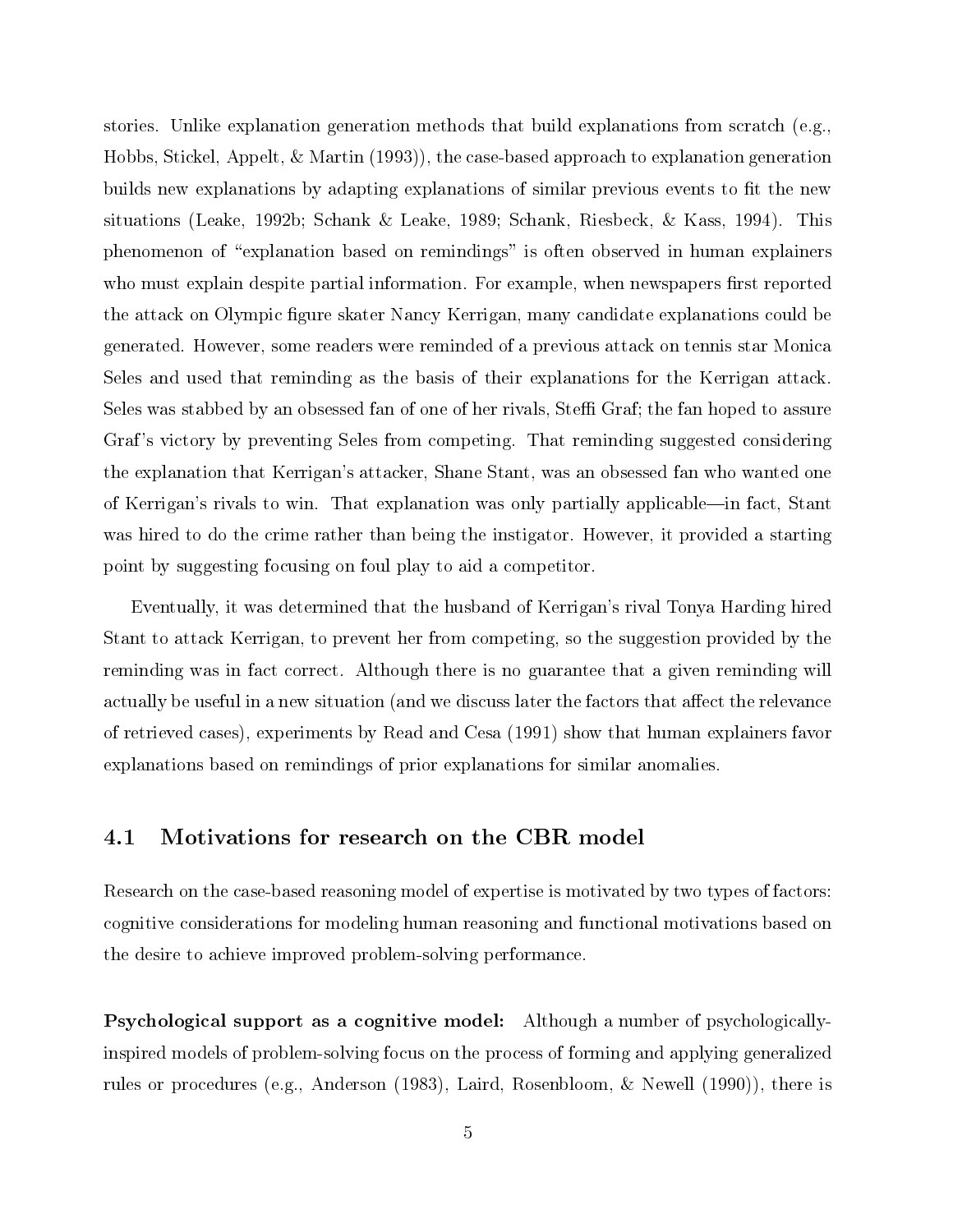stories. Unlike explanation generation methods that build explanations from scratch (e.g., Hobbs, Stickel, Appelt, & Martin (1993)), the case-based approach to explanation generation builds new explanations by adapting explanations of similar previous events to fit the new situations (Leake, 1992b; Schank & Leake, 1989; Schank, Riesbeck, & Kass, 1994). This phenomenon of "explanation based on remindings" is often observed in human explainers who must explain despite partial information. For example, when newspapers first reported the attack on Olympic figure skater Nancy Kerrigan, many candidate explanations could be generated. However, some readers were reminded of a previous attack on tennis star Monica Seles and used that reminding as the basis of their explanations for the Kerrigan attack. Seles was stabbed by an obsessed fan of one of her rivals, Steffi Graf; the fan hoped to assure Graf's victory by preventing Seles from competing. That reminding suggested considering the explanation that Kerrigan's attacker, Shane Stant, was an obsessed fan who wanted one of Kerrigan's rivals to win. That explanation was only partially applicable—in fact, Stant was hired to do the crime rather than being the instigator. However, it provided a starting point by suggesting focusing on foul play to aid a competitor.

Eventually, it was determined that the husband of Kerrigan's rival Tonya Harding hired Stant to attack Kerrigan, to prevent her from competing, so the suggestion provided by the reminding was in fact correct. Although there is no guarantee that a given reminding will actually be useful in a new situation (and we discuss later the factors that affect the relevance of retrieved cases), experiments by Read and Cesa (1991) show that human explainers favor explanations based on remindings of prior explanations for similar anomalies.

## 4.1 Motivations for research on the CBR model

Research on the case-based reasoning model of expertise is motivated by two types of factors: cognitive considerations for modeling human reasoning and functional motivations based on the desire to achieve improved problem-solving performance.

**Psychological support as a cognitive model:** Although a number of psychologically-inspired models of problem-solving focus on the process of forming and applying generalized rules or procedures (e.g., Anderson (1983), Laird, Rosenbloom, & Newell (1990)), there is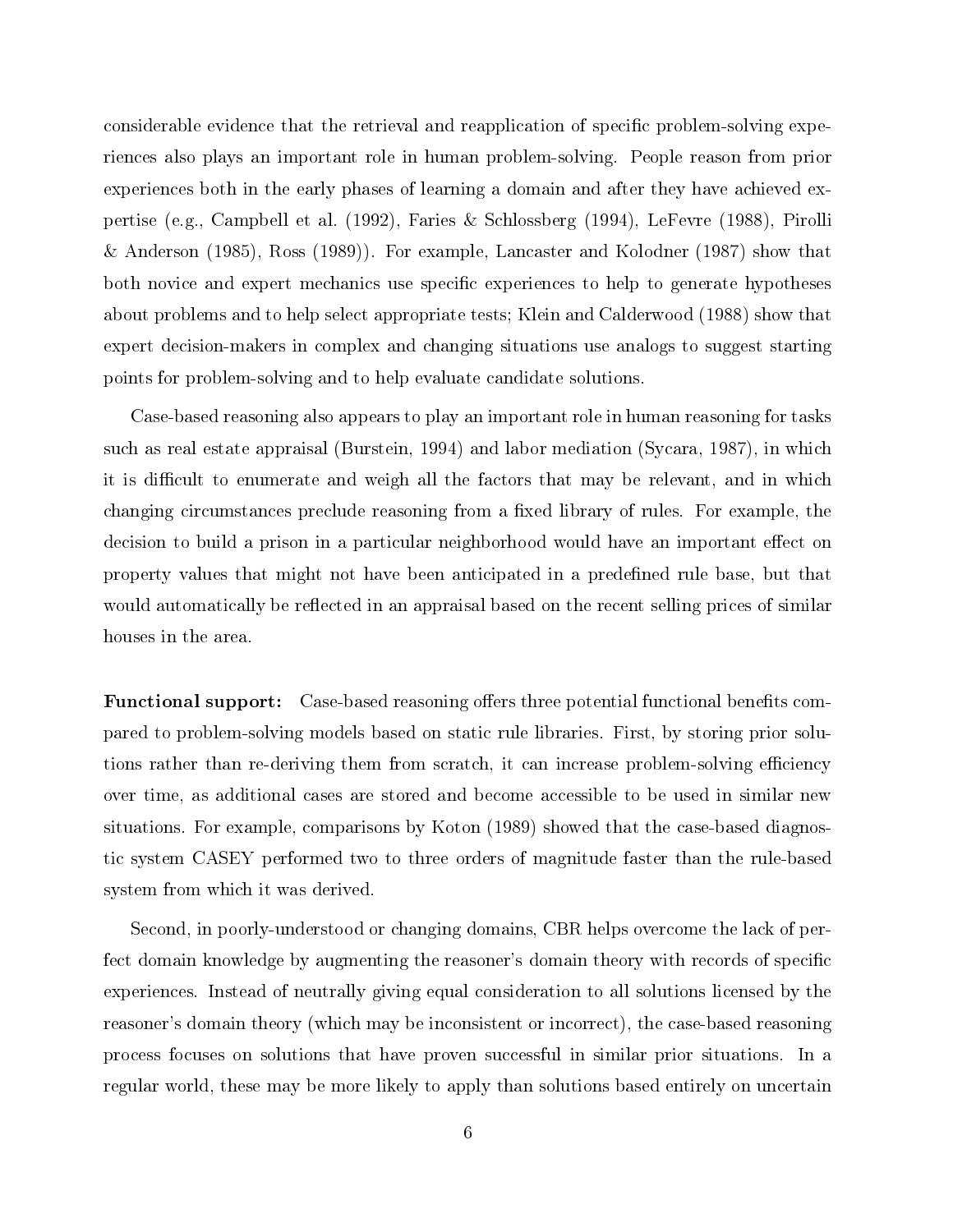considerable evidence that the retrieval and reapplication of specific problem-solving experiences also plays an important role in human problem-solving. People reason from prior experiences both in the early phases of learning a domain and after they have achieved expertise (e.g., Campbell et al. (1992), Faries & Schlossberg (1994), LeFevre (1988), Pirolli & Anderson (1985), Ross (1989)). For example, Lancaster and Kolodner (1987) show that both novice and expert mechanics use specific experiences to help to generate hypotheses about problems and to help select appropriate tests; Klein and Calderwood (1988) show that expert decision-makers in complex and changing situations use analogs to suggest starting points for problem-solving and to help evaluate candidate solutions.

Case-based reasoning also appears to play an important role in human reasoning for tasks such as real estate appraisal (Burstein, 1994) and labor mediation (Sycara, 1987), in which it is difficult to enumerate and weigh all the factors that may be relevant, and in which changing circumstances preclude reasoning from a fixed library of rules. For example, the decision to build a prison in a particular neighborhood would have an important effect on property values that might not have been anticipated in a predefined rule base, but that would automatically be reflected in an appraisal based on the recent selling prices of similar houses in the area.

**Functional support:** Case-based reasoning offers three potential functional benefits compared to problem-solving models based on static rule libraries. First, by storing prior solutions rather than re-deriving them from scratch, it can increase problem-solving efficiency over time, as additional cases are stored and become accessible to be used in similar new situations. For example, comparisons by Koton (1989) showed that the case-based diagnostic system CASEY performed two to three orders of magnitude faster than the rule-based system from which it was derived.

Second, in poorly-understood or changing domains, CBR helps overcome the lack of perfect domain knowledge by augmenting the reasoner's domain theory with records of specific experiences. Instead of neutrally giving equal consideration to all solutions licensed by the reasoner's domain theory (which may be inconsistent or incorrect), the case-based reasoning process focuses on solutions that have proven successful in similar prior situations. In a regular world, these may be more likely to apply than solutions based entirely on uncertain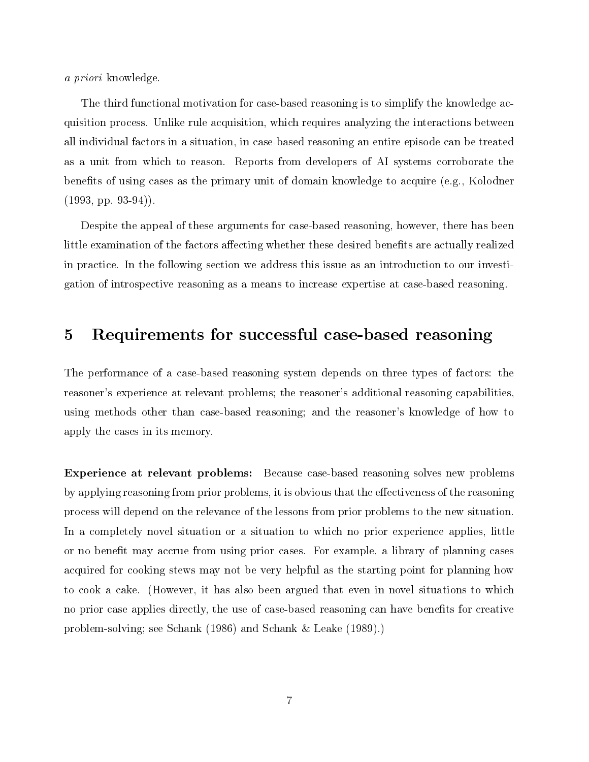*a priori* knowledge.

The third functional motivation for case-based reasoning is to simplify the knowledge acquisition process. Unlike rule acquisition, which requires analyzing the interactions between all individual factors in a situation, in case-based reasoning an entire episode can be treated as a unit from which to reason. Reports from developers of AI systems corroborate the benefits of using cases as the primary unit of domain knowledge to acquire (e.g., Kolodner (1993, pp. 93-94)).

Despite the appeal of these arguments for case-based reasoning, however, there has been little examination of the factors affecting whether these desired benefits are actually realized in practice. In the following section we address this issue as an introduction to our investigation of introspective reasoning as a means to increase expertise at case-based reasoning.

## 5 Requirements for successful case-based reasoning

The performance of a case-based reasoning system depends on three types of factors: the reasoner's experience at relevant problems; the reasoner's additional reasoning capabilities, using methods other than case-based reasoning; and the reasoner's knowledge of how to apply the cases in its memory.

**Experience at relevant problems:** Because case-based reasoning solves new problems by applying reasoning from prior problems, it is obvious that the effectiveness of the reasoning process will depend on the relevance of the lessons from prior problems to the new situation. In a completely novel situation or a situation to which no prior experience applies, little or no benefit may accrue from using prior cases. For example, a library of planning cases acquired for cooking stews may not be very helpful as the starting point for planning how to cook a cake. (However, it has also been argued that even in novel situations to which no prior case applies directly, the use of case-based reasoning can have benefits for creative problem-solving; see Schank (1986) and Schank & Leake (1989).)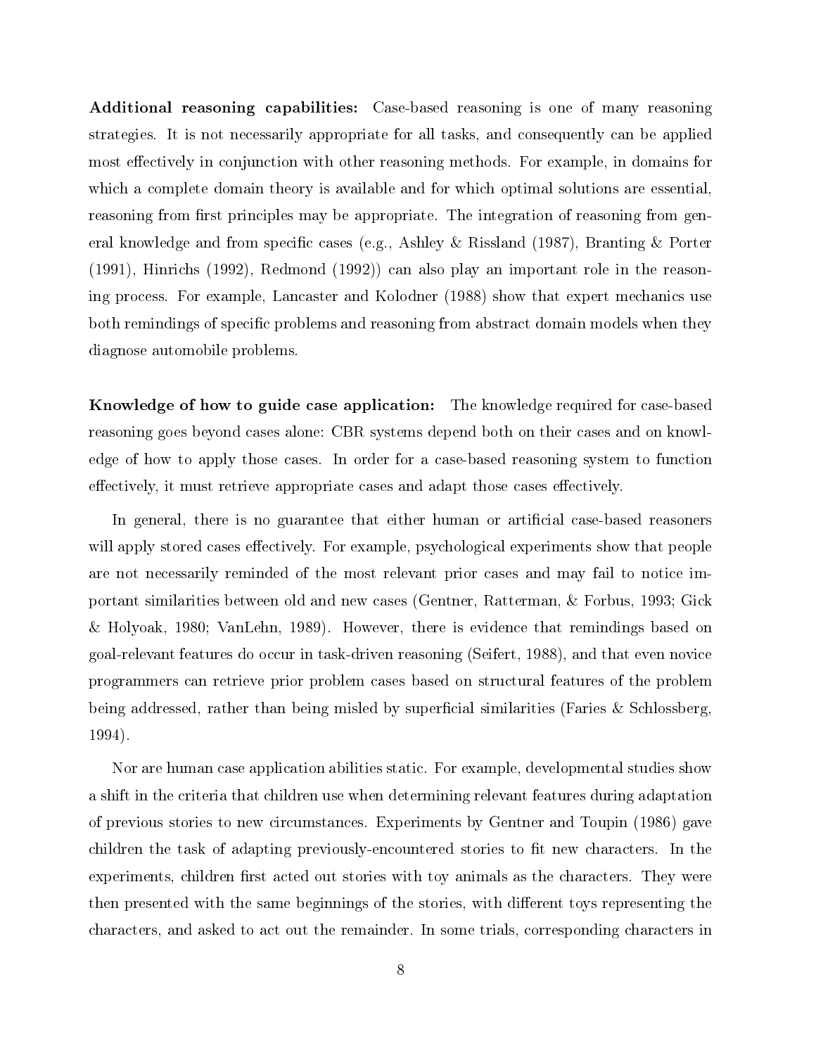**Additional reasoning capabilities:** Case-based reasoning is one of many reasoning strategies. It is not necessarily appropriate for all tasks, and consequently can be applied most effectively in conjunction with other reasoning methods. For example, in domains for which a complete domain theory is available and for which optimal solutions are essential, reasoning from first principles may be appropriate. The integration of reasoning from general knowledge and from specific cases (e.g., Ashley & Rissland (1987), Branting & Porter (1991), Hinrichs (1992), Redmond (1992)) can also play an important role in the reasoning process. For example, Lancaster and Kolodner (1988) show that expert mechanics use both remindings of specific problems and reasoning from abstract domain models when they diagnose automobile problems.

**Knowledge of how to guide case application:** The knowledge required for case-based reasoning goes beyond cases alone: CBR systems depend both on their cases and on knowledge of how to apply those cases. In order for a case-based reasoning system to function effectively, it must retrieve appropriate cases and adapt those cases effectively.

In general, there is no guarantee that either human or artificial case-based reasoners will apply stored cases effectively. For example, psychological experiments show that people are not necessarily reminded of the most relevant prior cases and may fail to notice important similarities between old and new cases (Gentner, Ratterman, & Forbus, 1993; Gick & Holyoak, 1980; VanLehn, 1989). However, there is evidence that remindings based on goal-relevant features do occur in task-driven reasoning (Seifert, 1988), and that even novice programmers can retrieve prior problem cases based on structural features of the problem being addressed, rather than being misled by superficial similarities (Faries & Schlossberg, 1994).

Nor are human case application abilities static. For example, developmental studies show a shift in the criteria that children use when determining relevant features during adaptation of previous stories to new circumstances. Experiments by Gentner and Toupin (1986) gave children the task of adapting previously-encountered stories to fit new characters. In the experiments, children first acted out stories with toy animals as the characters. They were then presented with the same beginnings of the stories, with different toys representing the characters, and asked to act out the remainder. In some trials, corresponding characters in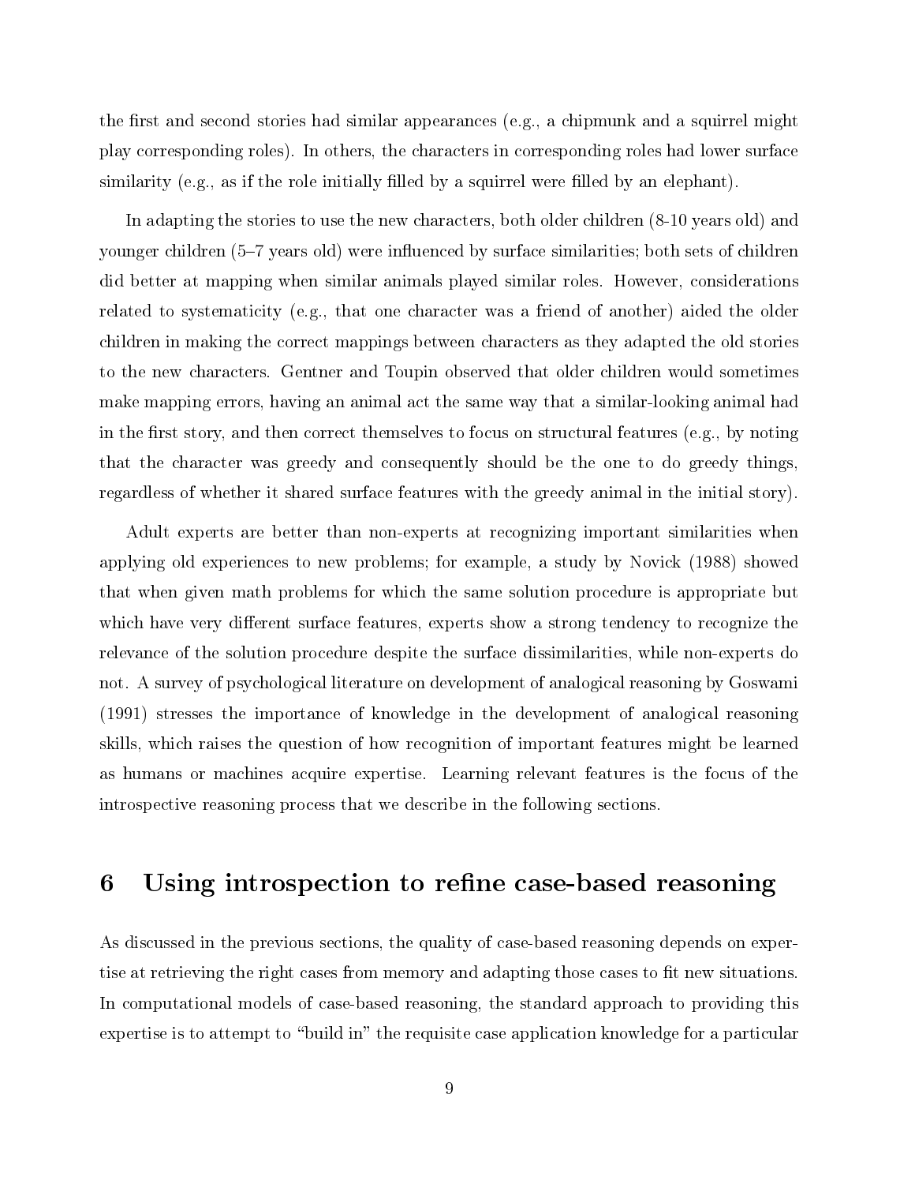the first and second stories had similar appearances (e.g., a chipmunk and a squirrel might play corresponding roles). In others, the characters in corresponding roles had lower surface similarity (e.g., as if the role initially filled by a squirrel were filled by an elephant).

In adapting the stories to use the new characters, both older children (8-10 years old) and younger children (5–7 years old) were influenced by surface similarities; both sets of children did better at mapping when similar animals played similar roles. However, considerations related to systematicity (e.g., that one character was a friend of another) aided the older children in making the correct mappings between characters as they adapted the old stories to the new characters. Gentner and Toupin observed that older children would sometimes make mapping errors, having an animal act the same way that a similar-looking animal had in the first story, and then correct themselves to focus on structural features (e.g., by noting that the character was greedy and consequently should be the one to do greedy things, regardless of whether it shared surface features with the greedy animal in the initial story).

Adult experts are better than non-experts at recognizing important similarities when applying old experiences to new problems; for example, a study by Novick (1988) showed that when given math problems for which the same solution procedure is appropriate but which have very different surface features, experts show a strong tendency to recognize the relevance of the solution procedure despite the surface dissimilarities, while non-experts do not. A survey of psychological literature on development of analogical reasoning by Goswami (1991) stresses the importance of knowledge in the development of analogical reasoning skills, which raises the question of how recognition of important features might be learned as humans or machines acquire expertise. Learning relevant features is the focus of the introspective reasoning process that we describe in the following sections.

## 6 Using introspection to refine case-based reasoning

As discussed in the previous sections, the quality of case-based reasoning depends on expertise at retrieving the right cases from memory and adapting those cases to fit new situations. In computational models of case-based reasoning, the standard approach to providing this expertise is to attempt to "build in" the requisite case application knowledge for a particular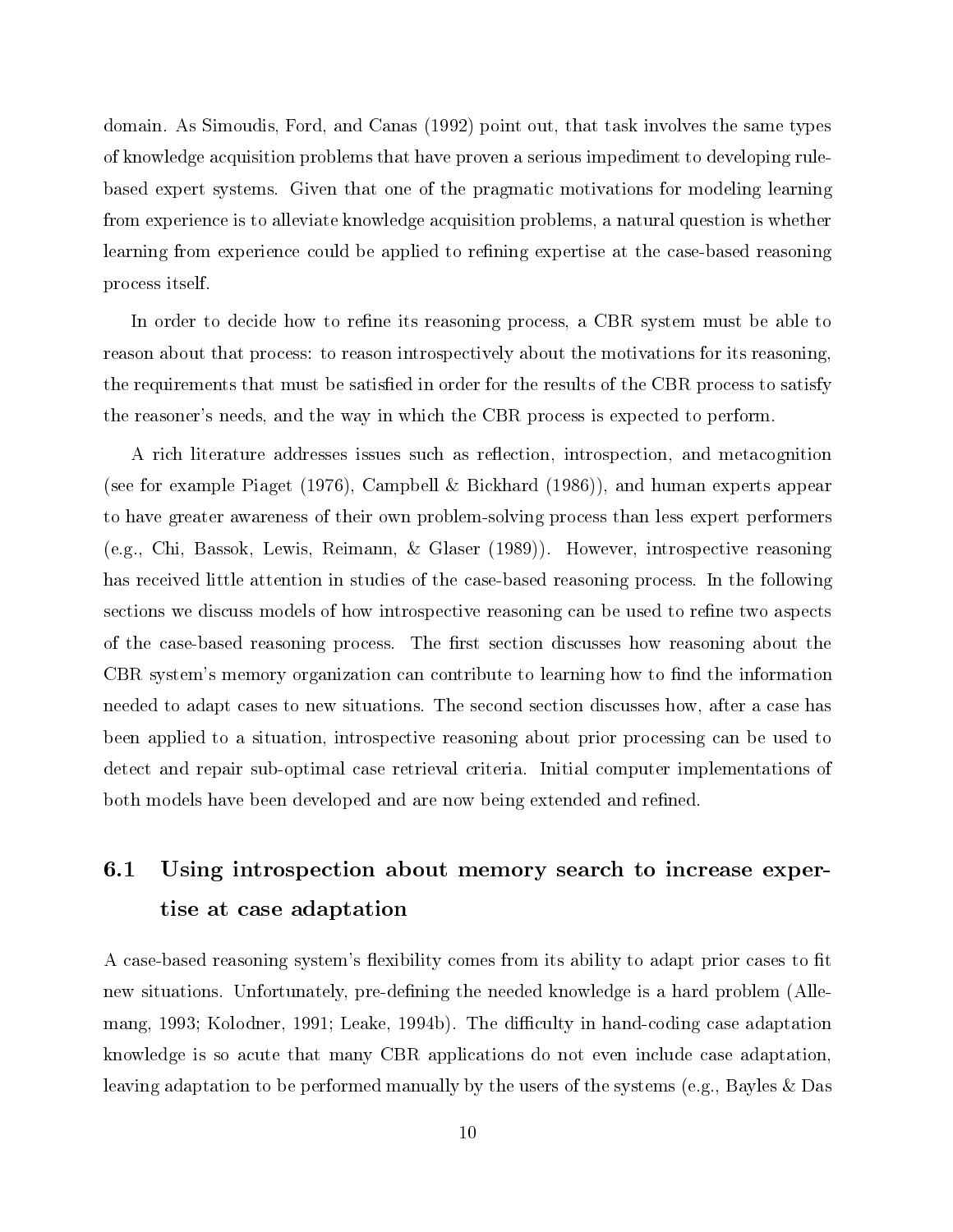domain. As Simoudis, Ford, and Canas (1992) point out, that task involves the same types of knowledge acquisition problems that have proven a serious impediment to developing rule-based expert systems. Given that one of the pragmatic motivations for modeling learning from experience is to alleviate knowledge acquisition problems, a natural question is whether learning from experience could be applied to refining expertise at the case-based reasoning process itself.

In order to decide how to refine its reasoning process, a CBR system must be able to reason about that process: to reason introspectively about the motivations for its reasoning, the requirements that must be satisfied in order for the results of the CBR process to satisfy the reasoner's needs, and the way in which the CBR process is expected to perform.

A rich literature addresses issues such as reflection, introspection, and metacognition (see for example Piaget (1976), Campbell & Bickhard (1986)), and human experts appear to have greater awareness of their own problem-solving process than less expert performers (e.g., Chi, Bassok, Lewis, Reimann, & Glaser (1989)). However, introspective reasoning has received little attention in studies of the case-based reasoning process. In the following sections we discuss models of how introspective reasoning can be used to refine two aspects of the case-based reasoning process. The first section discusses how reasoning about the CBR system's memory organization can contribute to learning how to find the information needed to adapt cases to new situations. The second section discusses how, after a case has been applied to a situation, introspective reasoning about prior processing can be used to detect and repair sub-optimal case retrieval criteria. Initial computer implementations of both models have been developed and are now being extended and refined.

## 6.1 Using introspection about memory search to increase expertise at case adaptation

A case-based reasoning system's flexibility comes from its ability to adapt prior cases to fit new situations. Unfortunately, pre-defining the needed knowledge is a hard problem (Allemang, 1993; Kolodner, 1991; Leake, 1994b). The difficulty in hand-coding case adaptation knowledge is so acute that many CBR applications do not even include case adaptation, leaving adaptation to be performed manually by the users of the systems (e.g., Bayles & Das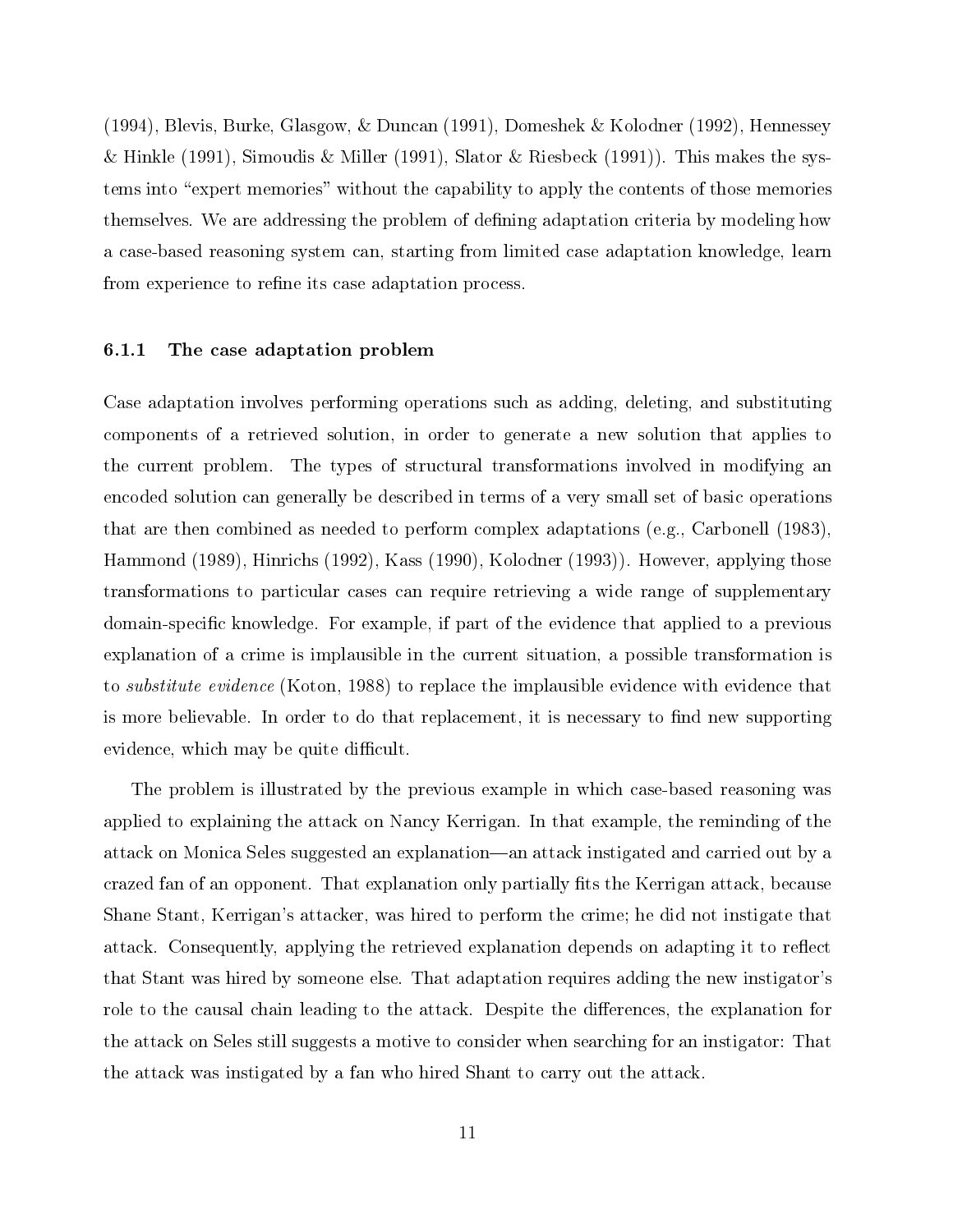(1994), Blevis, Burke, Glasgow, & Duncan (1991), Domeshek & Kolodner (1992), Hennessey & Hinkle (1991), Simoudis & Miller (1991), Slator & Riesbeck (1991)). This makes the systems into "expert memories" without the capability to apply the contents of those memories themselves. We are addressing the problem of defining adaptation criteria by modeling how a case-based reasoning system can, starting from limited case adaptation knowledge, learn from experience to refine its case adaptation process.

### 6.1.1 The case adaptation problem

Case adaptation involves performing operations such as adding, deleting, and substituting components of a retrieved solution, in order to generate a new solution that applies to the current problem. The types of structural transformations involved in modifying an encoded solution can generally be described in terms of a very small set of basic operations that are then combined as needed to perform complex adaptations (e.g., Carbonell (1983), Hammond (1989), Hinrichs (1992), Kass (1990), Kolodner (1993)). However, applying those transformations to particular cases can require retrieving a wide range of supplementary domain-specific knowledge. For example, if part of the evidence that applied to a previous explanation of a crime is implausible in the current situation, a possible transformation is to *substitute evidence* (Koton, 1988) to replace the implausible evidence with evidence that is more believable. In order to do that replacement, it is necessary to find new supporting evidence, which may be quite difficult.

The problem is illustrated by the previous example in which case-based reasoning was applied to explaining the attack on Nancy Kerrigan. In that example, the reminding of the attack on Monica Seles suggested an explanation—an attack instigated and carried out by a crazed fan of an opponent. That explanation only partially fits the Kerrigan attack, because Shane Stant, Kerrigan's attacker, was hired to perform the crime; he did not instigate that attack. Consequently, applying the retrieved explanation depends on adapting it to reflect that Stant was hired by someone else. That adaptation requires adding the new instigator's role to the causal chain leading to the attack. Despite the differences, the explanation for the attack on Seles still suggests a motive to consider when searching for an instigator: That the attack was instigated by a fan who hired Shant to carry out the attack.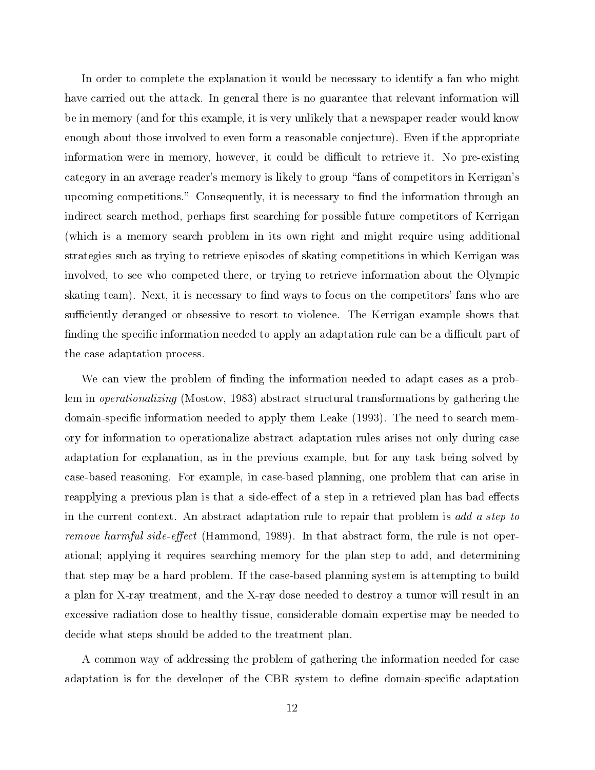In order to complete the explanation it would be necessary to identify a fan who might have carried out the attack. In general there is no guarantee that relevant information will be in memory (and for this example, it is very unlikely that a newspaper reader would know enough about those involved to even form a reasonable conjecture). Even if the appropriate information were in memory, however, it could be difficult to retrieve it. No pre-existing category in an average reader's memory is likely to group "fans of competitors in Kerrigan's upcoming competitions." Consequently, it is necessary to find the information through an indirect search method, perhaps first searching for possible future competitors of Kerrigan (which is a memory search problem in its own right and might require using additional strategies such as trying to retrieve episodes of skating competitions in which Kerrigan was involved, to see who competed there, or trying to retrieve information about the Olympic skating team). Next, it is necessary to find ways to focus on the competitors' fans who are sufficiently deranged or obsessive to resort to violence. The Kerrigan example shows that finding the specific information needed to apply an adaptation rule can be a difficult part of the case adaptation process.

We can view the problem of finding the information needed to adapt cases as a problem in *operationalizing* (Mostow, 1983) abstract structural transformations by gathering the domain-specific information needed to apply them Leake (1993). The need to search memory for information to operationalize abstract adaptation rules arises not only during case adaptation for explanation, as in the previous example, but for any task being solved by case-based reasoning. For example, in case-based planning, one problem that can arise in reapplying a previous plan is that a side-effect of a step in a retrieved plan has bad effects in the current context. An abstract adaptation rule to repair that problem is *add a step to remove harmful side-effect* (Hammond, 1989). In that abstract form, the rule is not operational; applying it requires searching memory for the plan step to add, and determining that step may be a hard problem. If the case-based planning system is attempting to build a plan for X-ray treatment, and the X-ray dose needed to destroy a tumor will result in an excessive radiation dose to healthy tissue, considerable domain expertise may be needed to decide what steps should be added to the treatment plan.

A common way of addressing the problem of gathering the information needed for case adaptation is for the developer of the CBR system to define domain-specific adaptation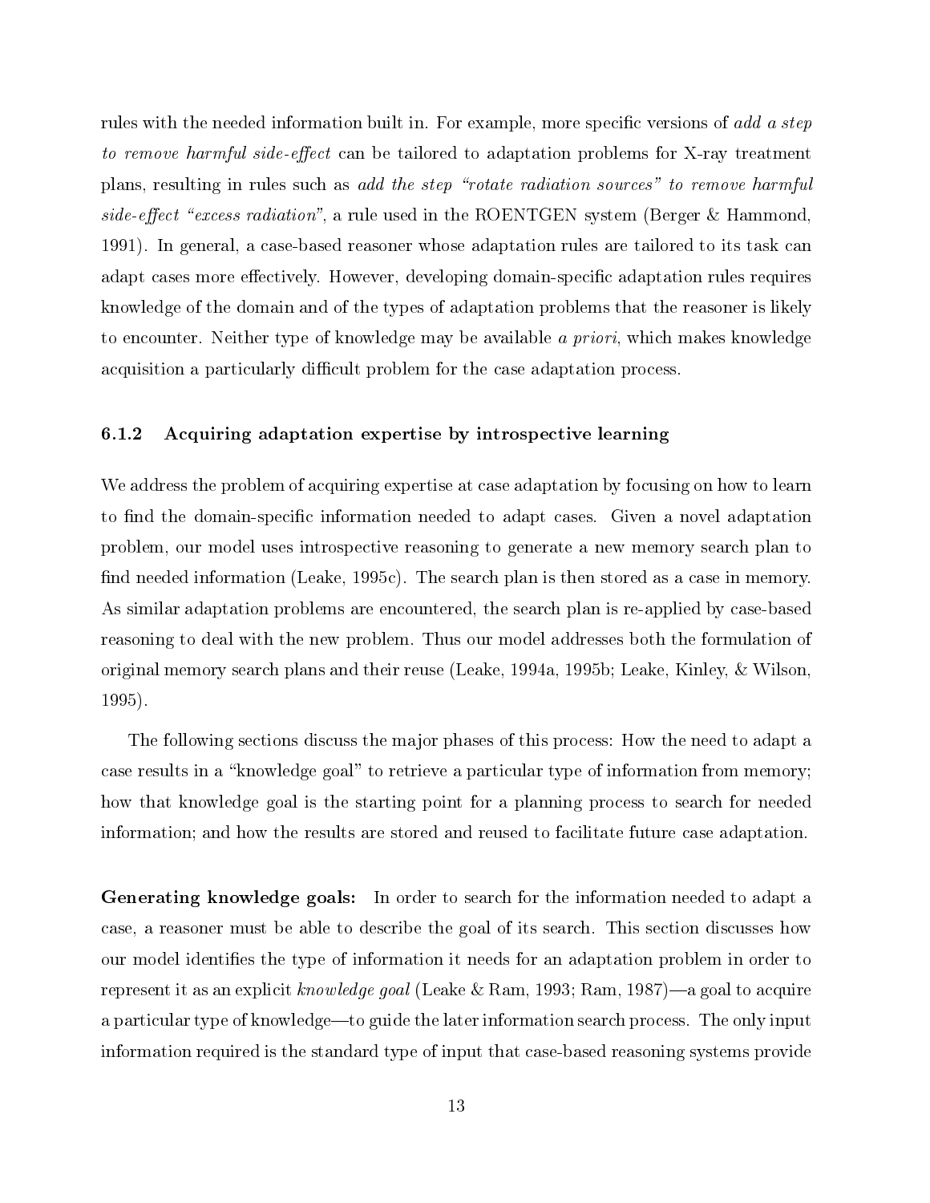rules with the needed information built in. For example, more specific versions of *add a step to remove harmful side-effect* can be tailored to adaptation problems for X-ray treatment plans, resulting in rules such as *add the step "rotate radiation sources" to remove harmful side-effect "excess radiation"*, a rule used in the ROENTGEN system (Berger & Hammond, 1991). In general, a case-based reasoner whose adaptation rules are tailored to its task can adapt cases more effectively. However, developing domain-specific adaptation rules requires knowledge of the domain and of the types of adaptation problems that the reasoner is likely to encounter. Neither type of knowledge may be available *a priori*, which makes knowledge acquisition a particularly difficult problem for the case adaptation process.

### 6.1.2 Acquiring adaptation expertise by introspective learning

We address the problem of acquiring expertise at case adaptation by focusing on how to learn to find the domain-specific information needed to adapt cases. Given a novel adaptation problem, our model uses introspective reasoning to generate a new memory search plan to find needed information (Leake, 1995c). The search plan is then stored as a case in memory. As similar adaptation problems are encountered, the search plan is re-applied by case-based reasoning to deal with the new problem. Thus our model addresses both the formulation of original memory search plans and their reuse (Leake, 1994a, 1995b; Leake, Kinley, & Wilson, 1995).

The following sections discuss the major phases of this process: How the need to adapt a case results in a "knowledge goal" to retrieve a particular type of information from memory; how that knowledge goal is the starting point for a planning process to search for needed information; and how the results are stored and reused to facilitate future case adaptation.

**Generating knowledge goals:** In order to search for the information needed to adapt a case, a reasoner must be able to describe the goal of its search. This section discusses how our model identifies the type of information it needs for an adaptation problem in order to represent it as an explicit *knowledge goal* (Leake & Ram, 1993; Ram, 1987)—a goal to acquire a particular type of knowledge—to guide the later information search process. The only input information required is the standard type of input that case-based reasoning systems provide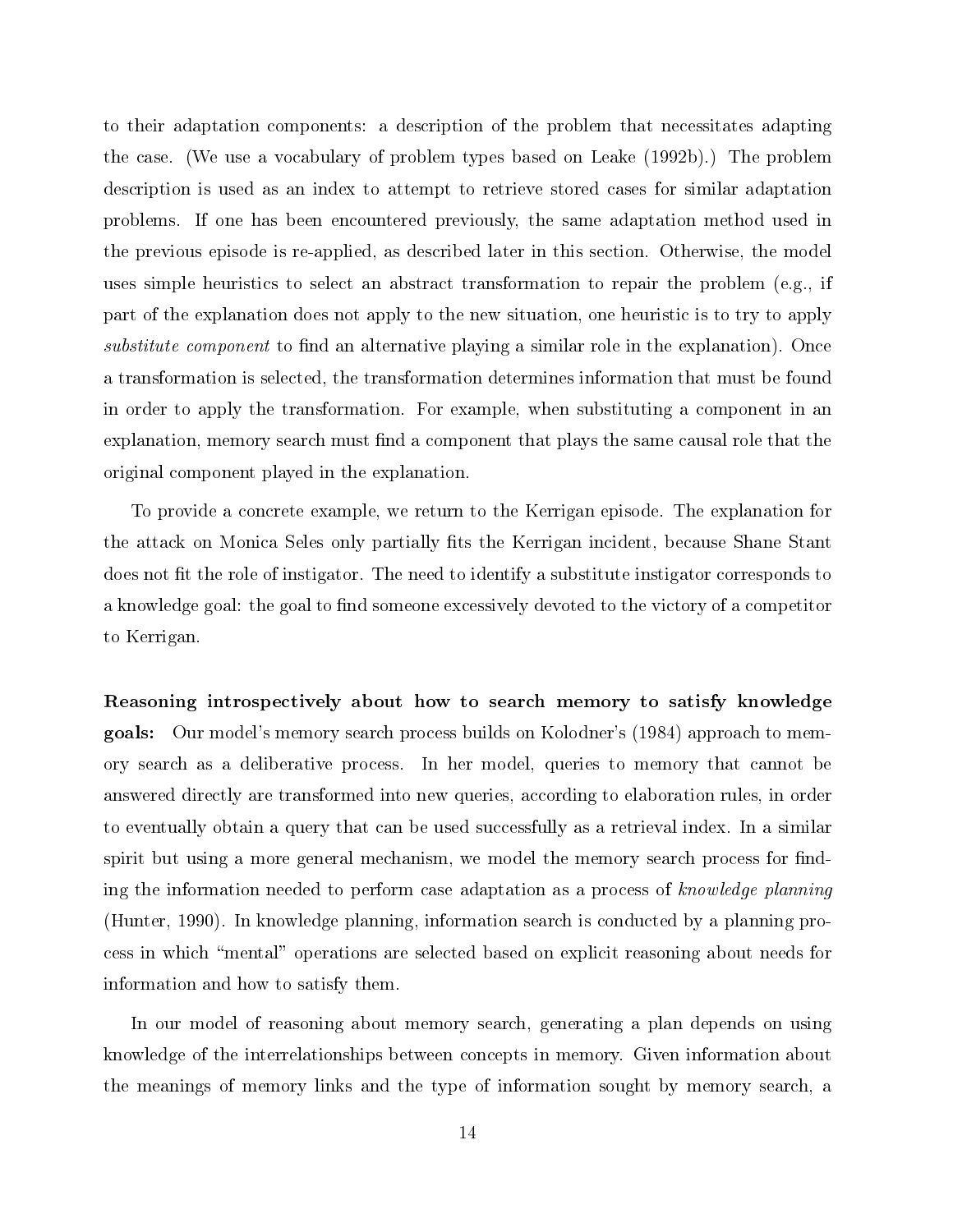to their adaptation components: a description of the problem that necessitates adapting the case. (We use a vocabulary of problem types based on Leake (1992b).) The problem description is used as an index to attempt to retrieve stored cases for similar adaptation problems. If one has been encountered previously, the same adaptation method used in the previous episode is re-applied, as described later in this section. Otherwise, the model uses simple heuristics to select an abstract transformation to repair the problem (e.g., if part of the explanation does not apply to the new situation, one heuristic is to try to apply *substitute component* to find an alternative playing a similar role in the explanation). Once a transformation is selected, the transformation determines information that must be found in order to apply the transformation. For example, when substituting a component in an explanation, memory search must find a component that plays the same causal role that the original component played in the explanation.

To provide a concrete example, we return to the Kerrigan episode. The explanation for the attack on Monica Seles only partially fits the Kerrigan incident, because Shane Stant does not fit the role of instigator. The need to identify a substitute instigator corresponds to a knowledge goal: the goal to find someone excessively devoted to the victory of a competitor to Kerrigan.

**Reasoning introspectively about how to search memory to satisfy knowledge goals:** Our model's memory search process builds on Kolodner's (1984) approach to memory search as a deliberative process. In her model, queries to memory that cannot be answered directly are transformed into new queries, according to elaboration rules, in order to eventually obtain a query that can be used successfully as a retrieval index. In a similar spirit but using a more general mechanism, we model the memory search process for finding the information needed to perform case adaptation as a process of *knowledge planning* (Hunter, 1990). In knowledge planning, information search is conducted by a planning process in which "mental" operations are selected based on explicit reasoning about needs for information and how to satisfy them.

In our model of reasoning about memory search, generating a plan depends on using knowledge of the interrelationships between concepts in memory. Given information about the meanings of memory links and the type of information sought by memory search, a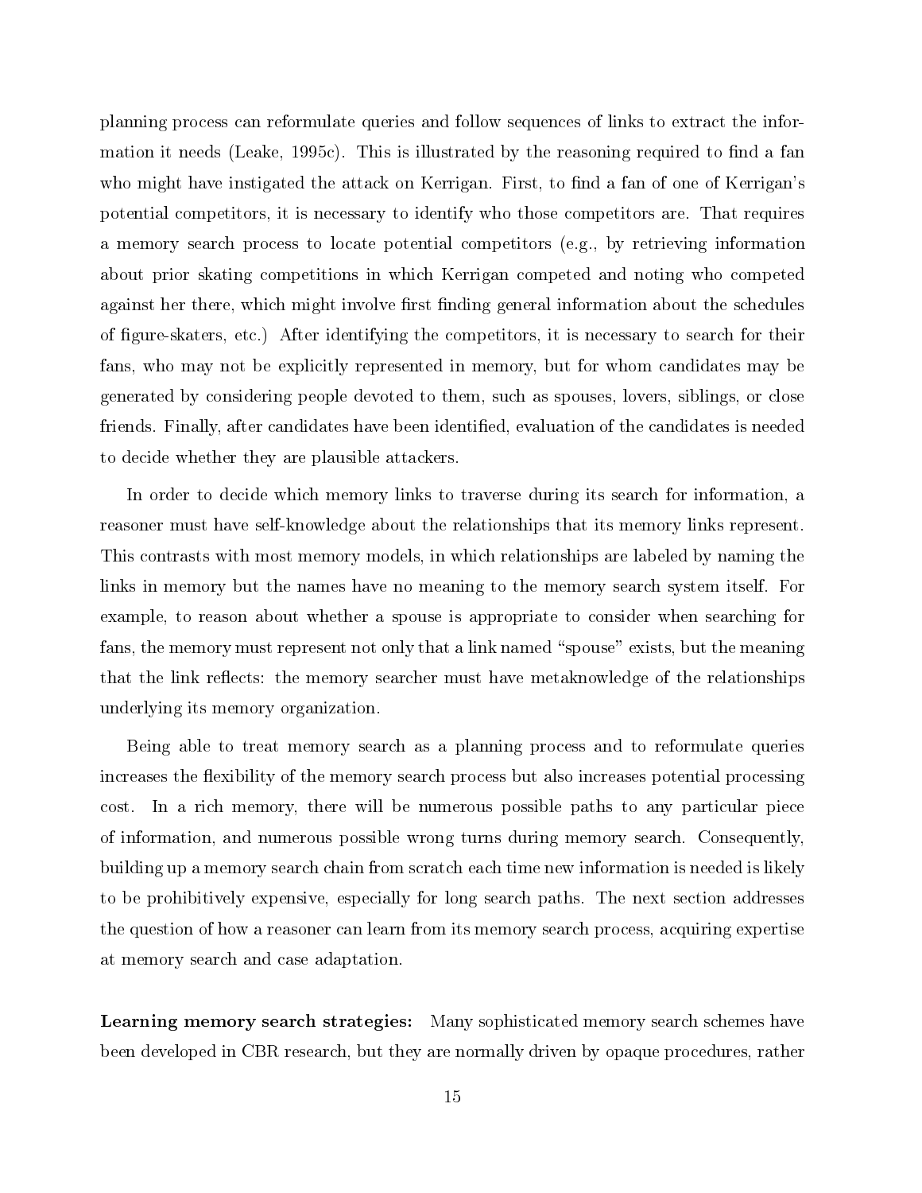planning process can reformulate queries and follow sequences of links to extract the information it needs (Leake, 1995c). This is illustrated by the reasoning required to find a fan who might have instigated the attack on Kerrigan. First, to find a fan of one of Kerrigan's potential competitors, it is necessary to identify who those competitors are. That requires a memory search process to locate potential competitors (e.g., by retrieving information about prior skating competitions in which Kerrigan competed and noting who competed against her there, which might involve first finding general information about the schedules of figure-skaters, etc.) After identifying the competitors, it is necessary to search for their fans, who may not be explicitly represented in memory, but for whom candidates may be generated by considering people devoted to them, such as spouses, lovers, siblings, or close friends. Finally, after candidates have been identified, evaluation of the candidates is needed to decide whether they are plausible attackers.

In order to decide which memory links to traverse during its search for information, a reasoner must have self-knowledge about the relationships that its memory links represent. This contrasts with most memory models, in which relationships are labeled by naming the links in memory but the names have no meaning to the memory search system itself. For example, to reason about whether a spouse is appropriate to consider when searching for fans, the memory must represent not only that a link named "spouse" exists, but the meaning that the link reflects: the memory searcher must have metaknowledge of the relationships underlying its memory organization.

Being able to treat memory search as a planning process and to reformulate queries increases the flexibility of the memory search process but also increases potential processing cost. In a rich memory, there will be numerous possible paths to any particular piece of information, and numerous possible wrong turns during memory search. Consequently, building up a memory search chain from scratch each time new information is needed is likely to be prohibitively expensive, especially for long search paths. The next section addresses the question of how a reasoner can learn from its memory search process, acquiring expertise at memory search and case adaptation.

**Learning memory search strategies:** Many sophisticated memory search schemes have been developed in CBR research, but they are normally driven by opaque procedures, rather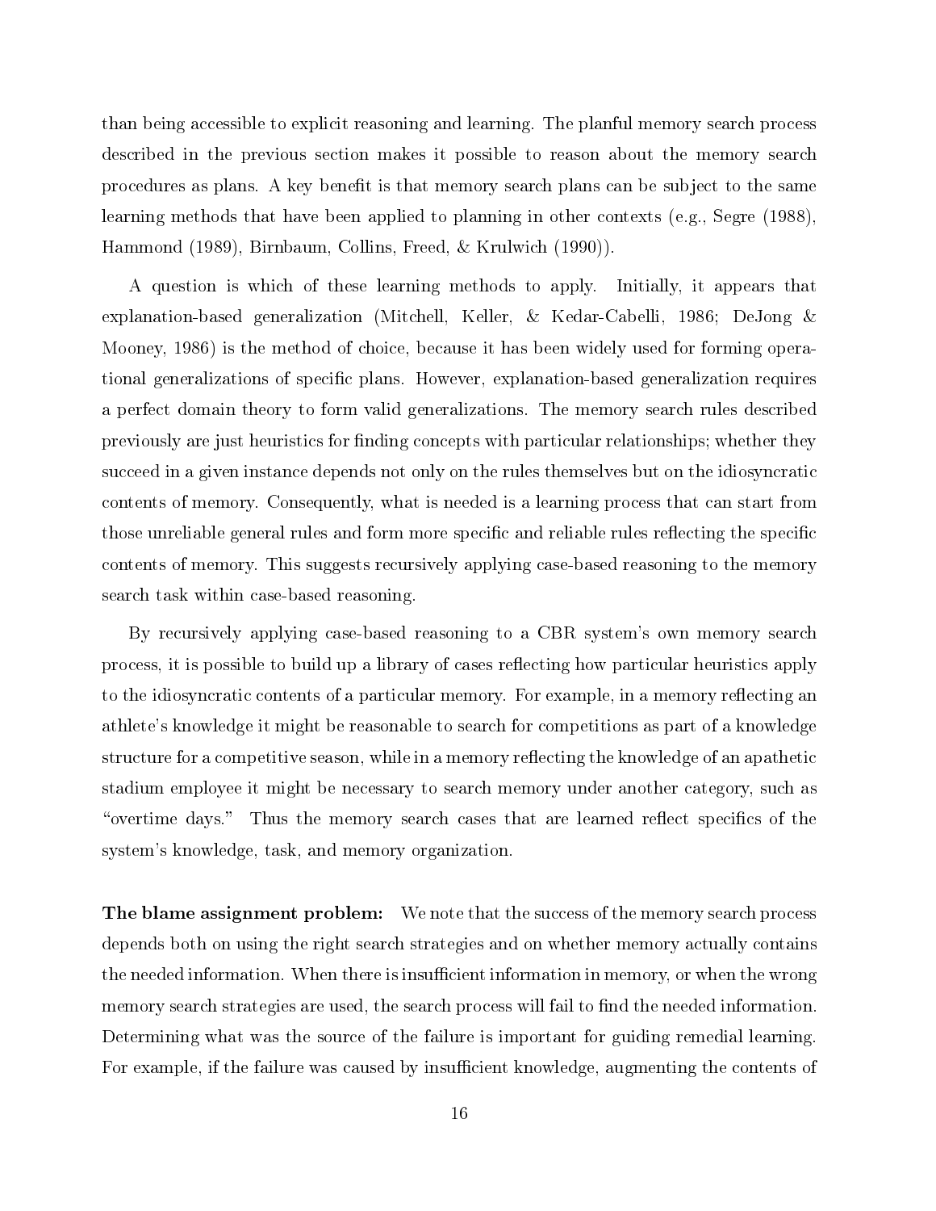than being accessible to explicit reasoning and learning. The planful memory search process described in the previous section makes it possible to reason about the memory search procedures as plans. A key benefit is that memory search plans can be subject to the same learning methods that have been applied to planning in other contexts (e.g., Segre (1988), Hammond (1989), Birnbaum, Collins, Freed, & Krulwich (1990)).

A question is which of these learning methods to apply. Initially, it appears that explanation-based generalization (Mitchell, Keller, & Kedar-Cabelli, 1986; DeJong & Mooney, 1986) is the method of choice, because it has been widely used for forming operational generalizations of specific plans. However, explanation-based generalization requires a perfect domain theory to form valid generalizations. The memory search rules described previously are just heuristics for finding concepts with particular relationships; whether they succeed in a given instance depends not only on the rules themselves but on the idiosyncratic contents of memory. Consequently, what is needed is a learning process that can start from those unreliable general rules and form more specific and reliable rules reflecting the specific contents of memory. This suggests recursively applying case-based reasoning to the memory search task within case-based reasoning.

By recursively applying case-based reasoning to a CBR system's own memory search process, it is possible to build up a library of cases reflecting how particular heuristics apply to the idiosyncratic contents of a particular memory. For example, in a memory reflecting an athlete's knowledge it might be reasonable to search for competitions as part of a knowledge structure for a competitive season, while in a memory reflecting the knowledge of an apathetic stadium employee it might be necessary to search memory under another category, such as "overtime days." Thus the memory search cases that are learned reflect specifics of the system's knowledge, task, and memory organization.

**The blame assignment problem:** We note that the success of the memory search process depends both on using the right search strategies and on whether memory actually contains the needed information. When there is insufficient information in memory, or when the wrong memory search strategies are used, the search process will fail to find the needed information. Determining what was the source of the failure is important for guiding remedial learning. For example, if the failure was caused by insufficient knowledge, augmenting the contents of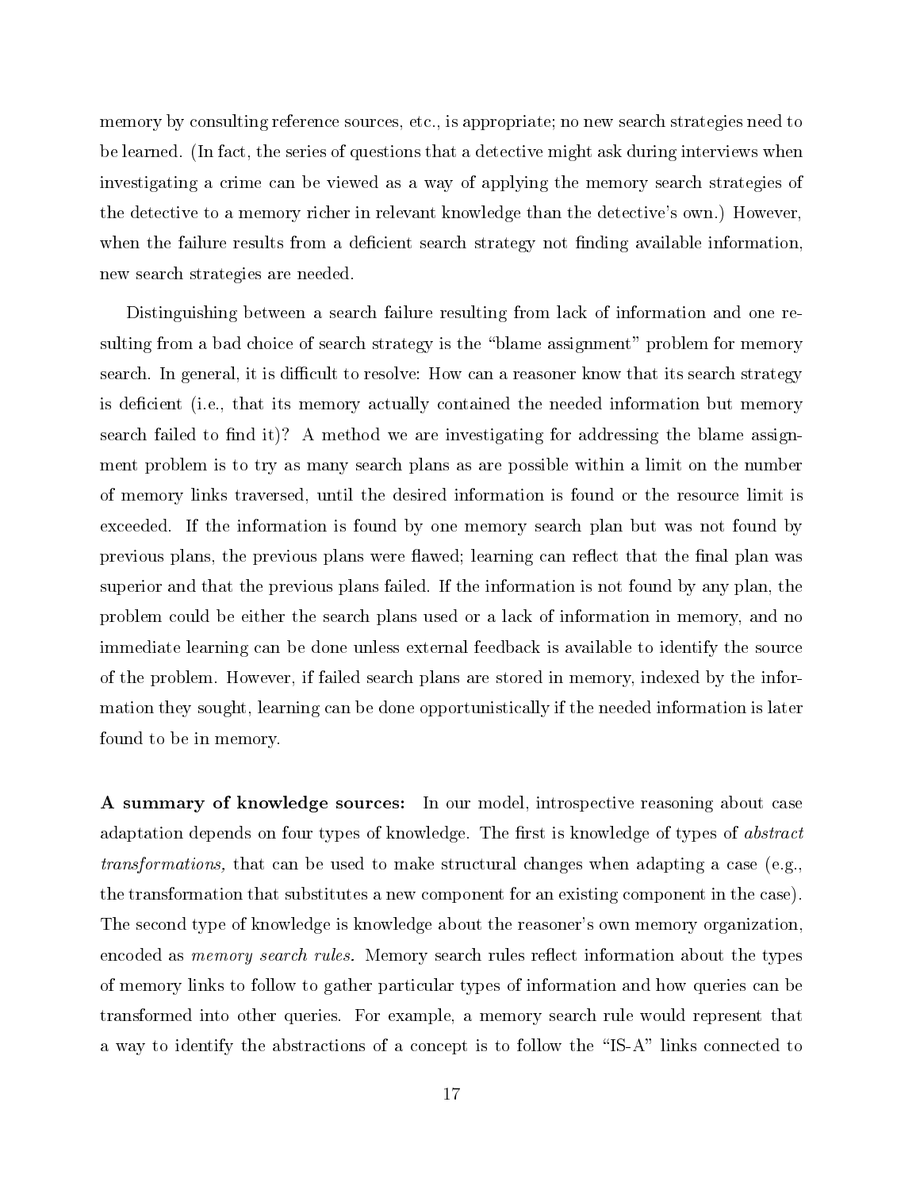memory by consulting reference sources, etc., is appropriate; no new search strategies need to be learned. (In fact, the series of questions that a detective might ask during interviews when investigating a crime can be viewed as a way of applying the memory search strategies of the detective to a memory richer in relevant knowledge than the detective's own.) However, when the failure results from a deficient search strategy not finding available information, new search strategies are needed.

Distinguishing between a search failure resulting from lack of information and one resulting from a bad choice of search strategy is the "blame assignment" problem for memory search. In general, it is difficult to resolve: How can a reasoner know that its search strategy is deficient (i.e., that its memory actually contained the needed information but memory search failed to find it)? A method we are investigating for addressing the blame assignment problem is to try as many search plans as are possible within a limit on the number of memory links traversed, until the desired information is found or the resource limit is exceeded. If the information is found by one memory search plan but was not found by previous plans, the previous plans were flawed; learning can reflect that the final plan was superior and that the previous plans failed. If the information is not found by any plan, the problem could be either the search plans used or a lack of information in memory, and no immediate learning can be done unless external feedback is available to identify the source of the problem. However, if failed search plans are stored in memory, indexed by the information they sought, learning can be done opportunistically if the needed information is later found to be in memory.

**A summary of knowledge sources:** In our model, introspective reasoning about case adaptation depends on four types of knowledge. The first is knowledge of types of *abstract transformations,* that can be used to make structural changes when adapting a case (e.g., the transformation that substitutes a new component for an existing component in the case). The second type of knowledge is knowledge about the reasoner's own memory organization, encoded as *memory search rules.* Memory search rules reflect information about the types of memory links to follow to gather particular types of information and how queries can be transformed into other queries. For example, a memory search rule would represent that a way to identify the abstractions of a concept is to follow the "IS-A" links connected to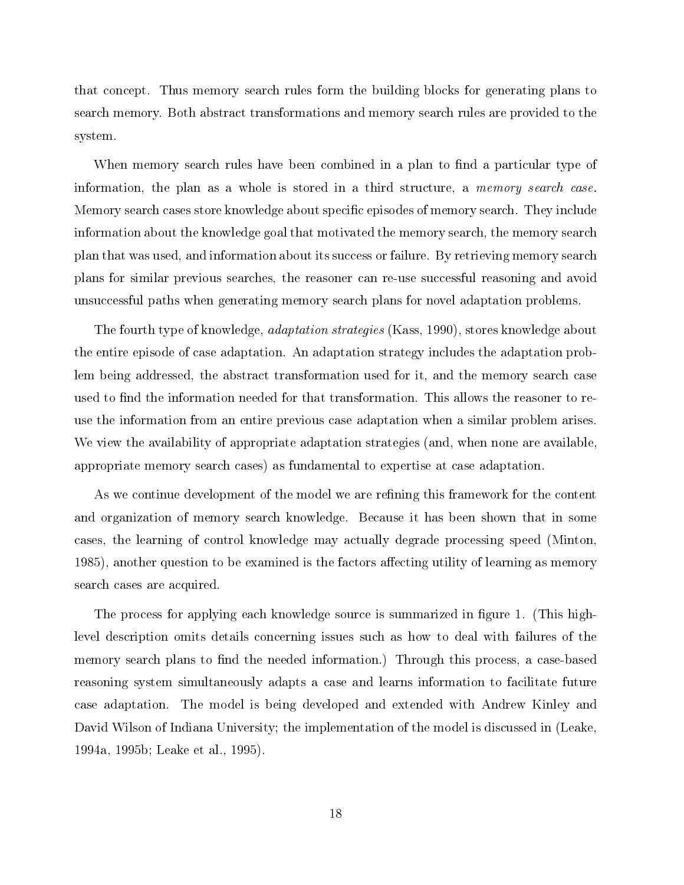that concept. Thus memory search rules form the building blocks for generating plans to search memory. Both abstract transformations and memory search rules are provided to the system.

When memory search rules have been combined in a plan to find a particular type of information, the plan as a whole is stored in a third structure, a *memory search case*. Memory search cases store knowledge about specific episodes of memory search. They include information about the knowledge goal that motivated the memory search, the memory search plan that was used, and information about its success or failure. By retrieving memory search plans for similar previous searches, the reasoner can re-use successful reasoning and avoid unsuccessful paths when generating memory search plans for novel adaptation problems.

The fourth type of knowledge, *adaptation strategies* (Kass, 1990), stores knowledge about the entire episode of case adaptation. An adaptation strategy includes the adaptation problem being addressed, the abstract transformation used for it, and the memory search case used to find the information needed for that transformation. This allows the reasoner to re-use the information from an entire previous case adaptation when a similar problem arises. We view the availability of appropriate adaptation strategies (and, when none are available, appropriate memory search cases) as fundamental to expertise at case adaptation.

As we continue development of the model we are refining this framework for the content and organization of memory search knowledge. Because it has been shown that in some cases, the learning of control knowledge may actually degrade processing speed (Minton, 1985), another question to be examined is the factors affecting utility of learning as memory search cases are acquired.

The process for applying each knowledge source is summarized in figure 1. (This high-level description omits details concerning issues such as how to deal with failures of the memory search plans to find the needed information.) Through this process, a case-based reasoning system simultaneously adapts a case and learns information to facilitate future case adaptation. The model is being developed and extended with Andrew Kinley and David Wilson of Indiana University; the implementation of the model is discussed in (Leake, 1994a, 1995b; Leake et al., 1995).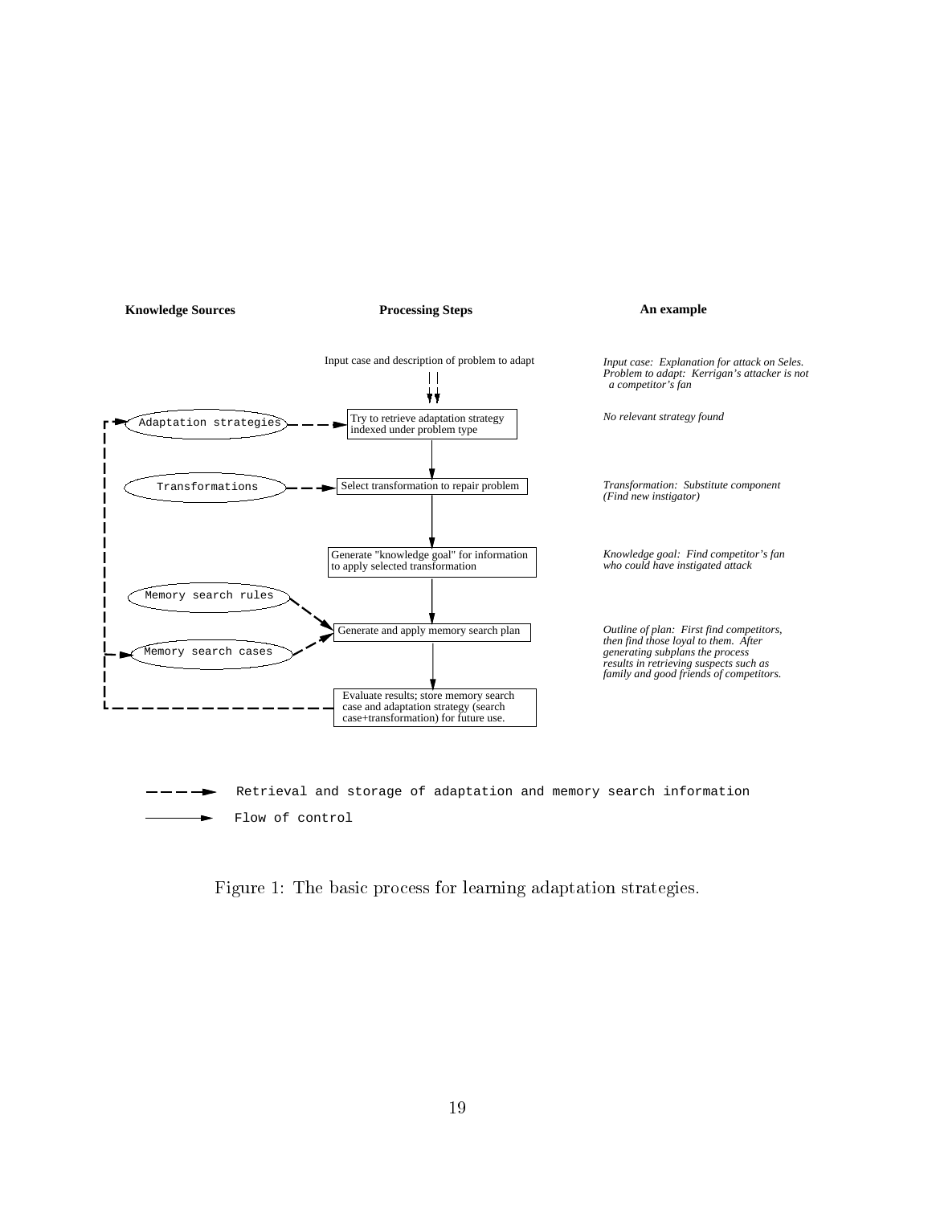| Knowledge Sources | Processing Steps | An example |
|---|---|---|
| | Input case and description of problem to adapt | *Input case: Explanation for attack on Seles. Problem to adapt: Kerrigan's attacker is not a competitor's fan* |
| Adaptation strategies | Try to retrieve adaptation strategy indexed under problem type | *No relevant strategy found* |
| Transformations | Select transformation to repair problem | *Transformation: Substitute component (Find new instigator)* |
| | Generate "knowledge goal" for information to apply selected transformation | *Knowledge goal: Find competitor's fan who could have instigated attack* |
| Memory search rules, Memory search cases | Generate and apply memory search plan | *Outline of plan: First find competitors, then find those loyal to them. After generating subplans the process results in retrieving suspects such as family and good friends of competitors.* |
| | Evaluate results; store memory search case and adaptation strategy (search case+transformation) for future use. | |

Retrieval and storage of adaptation and memory search information

Flow of control

Figure 1: The basic process for learning adaptation strategies.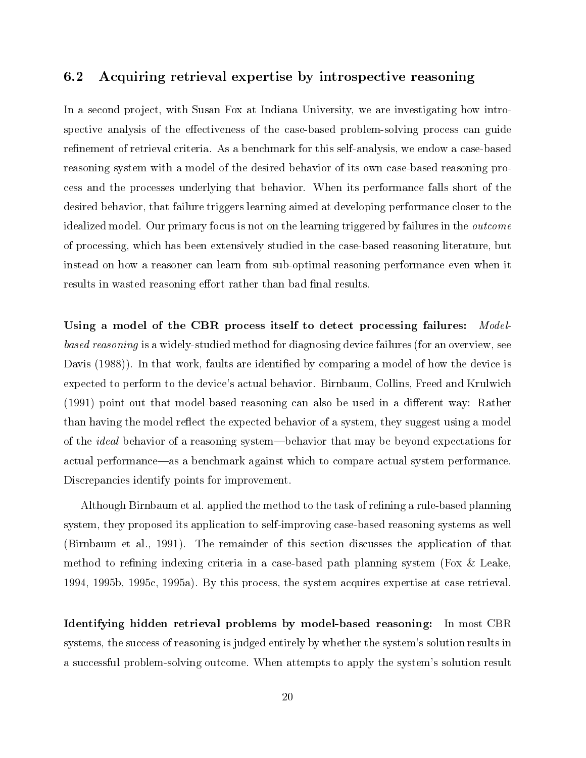## 6.2 Acquiring retrieval expertise by introspective reasoning

In a second project, with Susan Fox at Indiana University, we are investigating how introspective analysis of the effectiveness of the case-based problem-solving process can guide refinement of retrieval criteria. As a benchmark for this self-analysis, we endow a case-based reasoning system with a model of the desired behavior of its own case-based reasoning process and the processes underlying that behavior. When its performance falls short of the desired behavior, that failure triggers learning aimed at developing performance closer to the idealized model. Our primary focus is not on the learning triggered by failures in the *outcome* of processing, which has been extensively studied in the case-based reasoning literature, but instead on how a reasoner can learn from sub-optimal reasoning performance even when it results in wasted reasoning effort rather than bad final results.

**Using a model of the CBR process itself to detect processing failures:** *Model-based reasoning* is a widely-studied method for diagnosing device failures (for an overview, see Davis (1988)). In that work, faults are identified by comparing a model of how the device is expected to perform to the device's actual behavior. Birnbaum, Collins, Freed and Krulwich (1991) point out that model-based reasoning can also be used in a different way: Rather than having the model reflect the expected behavior of a system, they suggest using a model of the *ideal* behavior of a reasoning system—behavior that may be beyond expectations for actual performance—as a benchmark against which to compare actual system performance. Discrepancies identify points for improvement.

Although Birnbaum et al. applied the method to the task of refining a rule-based planning system, they proposed its application to self-improving case-based reasoning systems as well (Birnbaum et al., 1991). The remainder of this section discusses the application of that method to refining indexing criteria in a case-based path planning system (Fox & Leake, 1994, 1995b, 1995c, 1995a). By this process, the system acquires expertise at case retrieval.

**Identifying hidden retrieval problems by model-based reasoning:** In most CBR systems, the success of reasoning is judged entirely by whether the system's solution results in a successful problem-solving outcome. When attempts to apply the system's solution result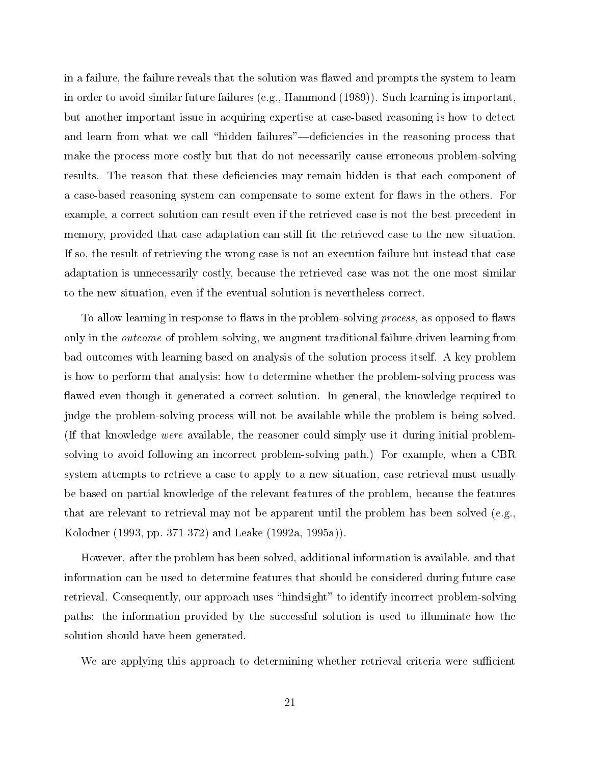in a failure, the failure reveals that the solution was flawed and prompts the system to learn in order to avoid similar future failures (e.g., Hammond (1989)). Such learning is important, but another important issue in acquiring expertise at case-based reasoning is how to detect and learn from what we call "hidden failures"—deficiencies in the reasoning process that make the process more costly but that do not necessarily cause erroneous problem-solving results. The reason that these deficiencies may remain hidden is that each component of a case-based reasoning system can compensate to some extent for flaws in the others. For example, a correct solution can result even if the retrieved case is not the best precedent in memory, provided that case adaptation can still fit the retrieved case to the new situation. If so, the result of retrieving the wrong case is not an execution failure but instead that case adaptation is unnecessarily costly, because the retrieved case was not the one most similar to the new situation, even if the eventual solution is nevertheless correct.

To allow learning in response to flaws in the problem-solving *process,* as opposed to flaws only in the *outcome* of problem-solving, we augment traditional failure-driven learning from bad outcomes with learning based on analysis of the solution process itself. A key problem is how to perform that analysis: how to determine whether the problem-solving process was flawed even though it generated a correct solution. In general, the knowledge required to judge the problem-solving process will not be available while the problem is being solved. (If that knowledge *were* available, the reasoner could simply use it during initial problem-solving to avoid following an incorrect problem-solving path.) For example, when a CBR system attempts to retrieve a case to apply to a new situation, case retrieval must usually be based on partial knowledge of the relevant features of the problem, because the features that are relevant to retrieval may not be apparent until the problem has been solved (e.g., Kolodner (1993, pp. 371-372) and Leake (1992a, 1995a)).

However, after the problem has been solved, additional information is available, and that information can be used to determine features that should be considered during future case retrieval. Consequently, our approach uses "hindsight" to identify incorrect problem-solving paths: the information provided by the successful solution is used to illuminate how the solution should have been generated.

We are applying this approach to determining whether retrieval criteria were sufficient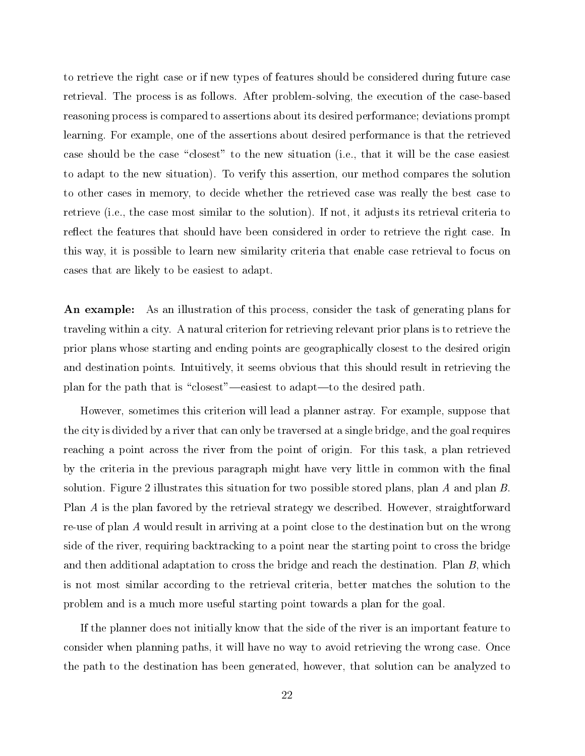to retrieve the right case or if new types of features should be considered during future case retrieval. The process is as follows. After problem-solving, the execution of the case-based reasoning process is compared to assertions about its desired performance; deviations prompt learning. For example, one of the assertions about desired performance is that the retrieved case should be the case "closest" to the new situation (i.e., that it will be the case easiest to adapt to the new situation). To verify this assertion, our method compares the solution to other cases in memory, to decide whether the retrieved case was really the best case to retrieve (i.e., the case most similar to the solution). If not, it adjusts its retrieval criteria to reflect the features that should have been considered in order to retrieve the right case. In this way, it is possible to learn new similarity criteria that enable case retrieval to focus on cases that are likely to be easiest to adapt.

**An example:** As an illustration of this process, consider the task of generating plans for traveling within a city. A natural criterion for retrieving relevant prior plans is to retrieve the prior plans whose starting and ending points are geographically closest to the desired origin and destination points. Intuitively, it seems obvious that this should result in retrieving the plan for the path that is "closest"—easiest to adapt—to the desired path.

However, sometimes this criterion will lead a planner astray. For example, suppose that the city is divided by a river that can only be traversed at a single bridge, and the goal requires reaching a point across the river from the point of origin. For this task, a plan retrieved by the criteria in the previous paragraph might have very little in common with the final solution. Figure 2 illustrates this situation for two possible stored plans, plan *A* and plan *B*. Plan *A* is the plan favored by the retrieval strategy we described. However, straightforward re-use of plan *A* would result in arriving at a point close to the destination but on the wrong side of the river, requiring backtracking to a point near the starting point to cross the bridge and then additional adaptation to cross the bridge and reach the destination. Plan *B*, which is not most similar according to the retrieval criteria, better matches the solution to the problem and is a much more useful starting point towards a plan for the goal.

If the planner does not initially know that the side of the river is an important feature to consider when planning paths, it will have no way to avoid retrieving the wrong case. Once the path to the destination has been generated, however, that solution can be analyzed to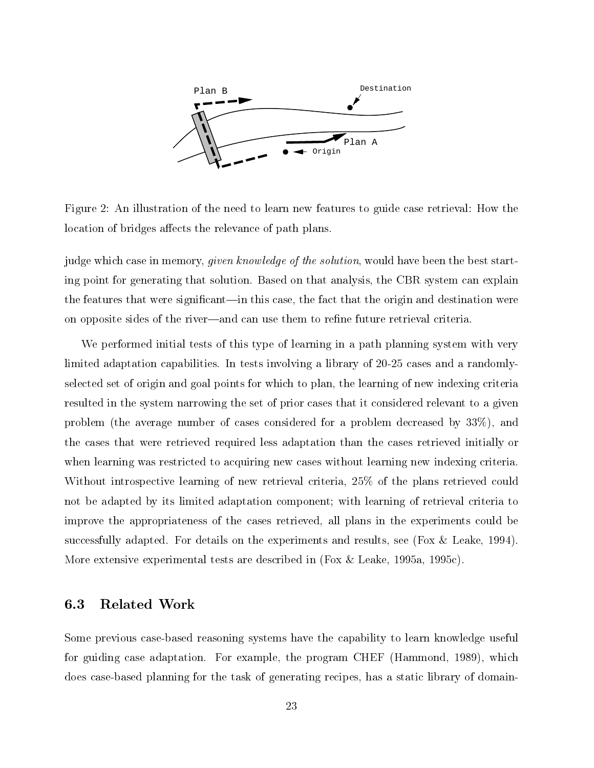Figure 2: An illustration of the need to learn new features to guide case retrieval: How the location of bridges affects the relevance of path plans.

judge which case in memory, *given knowledge of the solution*, would have been the best starting point for generating that solution. Based on that analysis, the CBR system can explain the features that were significant—in this case, the fact that the origin and destination were on opposite sides of the river—and can use them to refine future retrieval criteria.

We performed initial tests of this type of learning in a path planning system with very limited adaptation capabilities. In tests involving a library of 20-25 cases and a randomly-selected set of origin and goal points for which to plan, the learning of new indexing criteria resulted in the system narrowing the set of prior cases that it considered relevant to a given problem (the average number of cases considered for a problem decreased by 33%), and the cases that were retrieved required less adaptation than the cases retrieved initially or when learning was restricted to acquiring new cases without learning new indexing criteria. Without introspective learning of new retrieval criteria, 25% of the plans retrieved could not be adapted by its limited adaptation component; with learning of retrieval criteria to improve the appropriateness of the cases retrieved, all plans in the experiments could be successfully adapted. For details on the experiments and results, see (Fox & Leake, 1994). More extensive experimental tests are described in (Fox & Leake, 1995a, 1995c).

## 6.3 Related Work

Some previous case-based reasoning systems have the capability to learn knowledge useful for guiding case adaptation. For example, the program CHEF (Hammond, 1989), which does case-based planning for the task of generating recipes, has a static library of domain-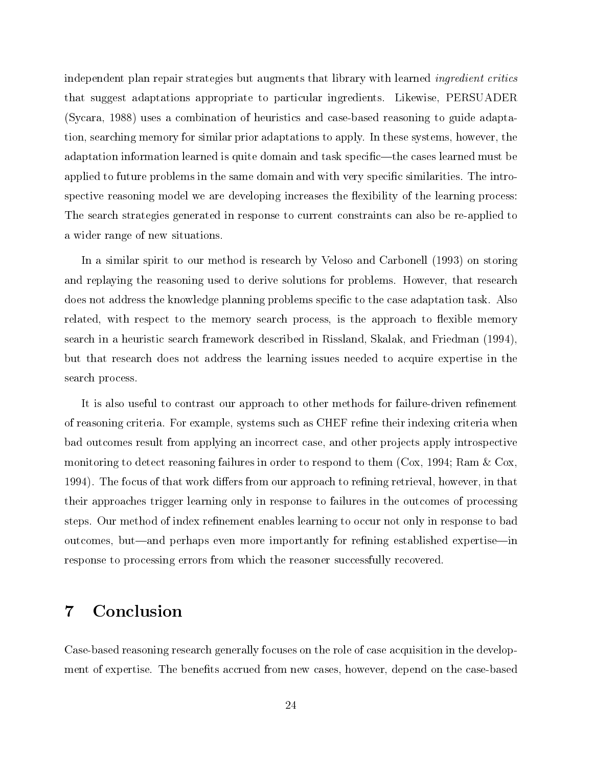independent plan repair strategies but augments that library with learned *ingredient critics* that suggest adaptations appropriate to particular ingredients. Likewise, PERSUADER (Sycara, 1988) uses a combination of heuristics and case-based reasoning to guide adaptation, searching memory for similar prior adaptations to apply. In these systems, however, the adaptation information learned is quite domain and task specific—the cases learned must be applied to future problems in the same domain and with very specific similarities. The introspective reasoning model we are developing increases the flexibility of the learning process: The search strategies generated in response to current constraints can also be re-applied to a wider range of new situations.

In a similar spirit to our method is research by Veloso and Carbonell (1993) on storing and replaying the reasoning used to derive solutions for problems. However, that research does not address the knowledge planning problems specific to the case adaptation task. Also related, with respect to the memory search process, is the approach to flexible memory search in a heuristic search framework described in Rissland, Skalak, and Friedman (1994), but that research does not address the learning issues needed to acquire expertise in the search process.

It is also useful to contrast our approach to other methods for failure-driven refinement of reasoning criteria. For example, systems such as CHEF refine their indexing criteria when bad outcomes result from applying an incorrect case, and other projects apply introspective monitoring to detect reasoning failures in order to respond to them (Cox, 1994; Ram & Cox, 1994). The focus of that work differs from our approach to refining retrieval, however, in that their approaches trigger learning only in response to failures in the outcomes of processing steps. Our method of index refinement enables learning to occur not only in response to bad outcomes, but—and perhaps even more importantly for refining established expertise—in response to processing errors from which the reasoner successfully recovered.

# 7 Conclusion

Case-based reasoning research generally focuses on the role of case acquisition in the development of expertise. The benefits accrued from new cases, however, depend on the case-based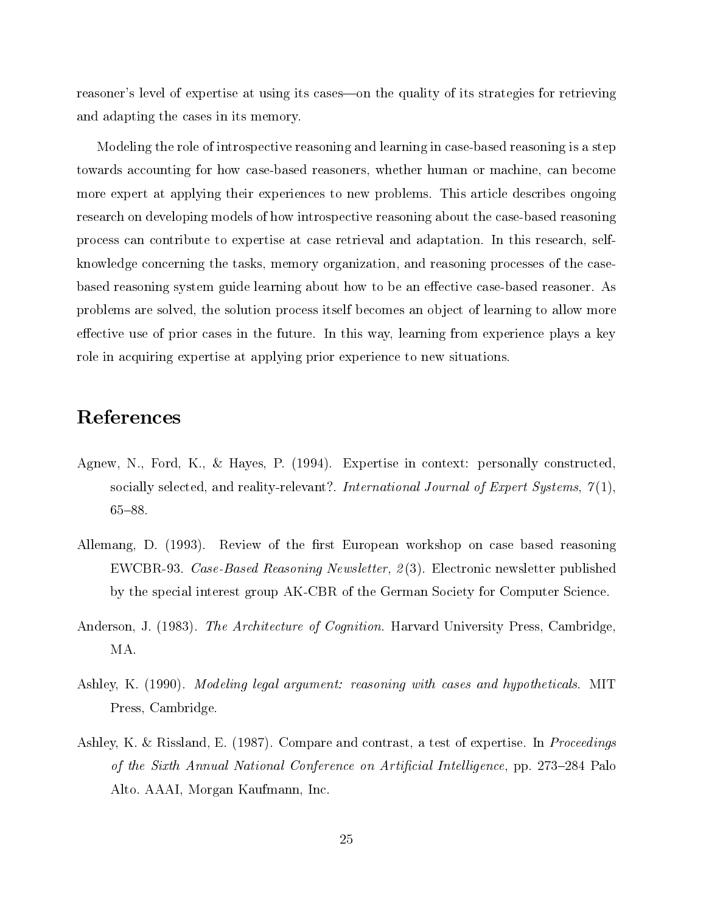reasoner's level of expertise at using its cases—on the quality of its strategies for retrieving and adapting the cases in its memory.

Modeling the role of introspective reasoning and learning in case-based reasoning is a step towards accounting for how case-based reasoners, whether human or machine, can become more expert at applying their experiences to new problems. This article describes ongoing research on developing models of how introspective reasoning about the case-based reasoning process can contribute to expertise at case retrieval and adaptation. In this research, self-knowledge concerning the tasks, memory organization, and reasoning processes of the case-based reasoning system guide learning about how to be an effective case-based reasoner. As problems are solved, the solution process itself becomes an object of learning to allow more effective use of prior cases in the future. In this way, learning from experience plays a key role in acquiring expertise at applying prior experience to new situations.

# References

Agnew, N., Ford, K., & Hayes, P. (1994). Expertise in context: personally constructed, socially selected, and reality-relevant?. *International Journal of Expert Systems*, *7*(1), 65–88.

Allemang, D. (1993). Review of the first European workshop on case based reasoning EWCBR-93. *Case-Based Reasoning Newsletter*, *2*(3). Electronic newsletter published by the special interest group AK-CBR of the German Society for Computer Science.

Anderson, J. (1983). *The Architecture of Cognition*. Harvard University Press, Cambridge, MA.

Ashley, K. (1990). *Modeling legal argument: reasoning with cases and hypotheticals*. MIT Press, Cambridge.

Ashley, K. & Rissland, E. (1987). Compare and contrast, a test of expertise. In *Proceedings of the Sixth Annual National Conference on Artificial Intelligence*, pp. 273–284 Palo Alto. AAAI, Morgan Kaufmann, Inc.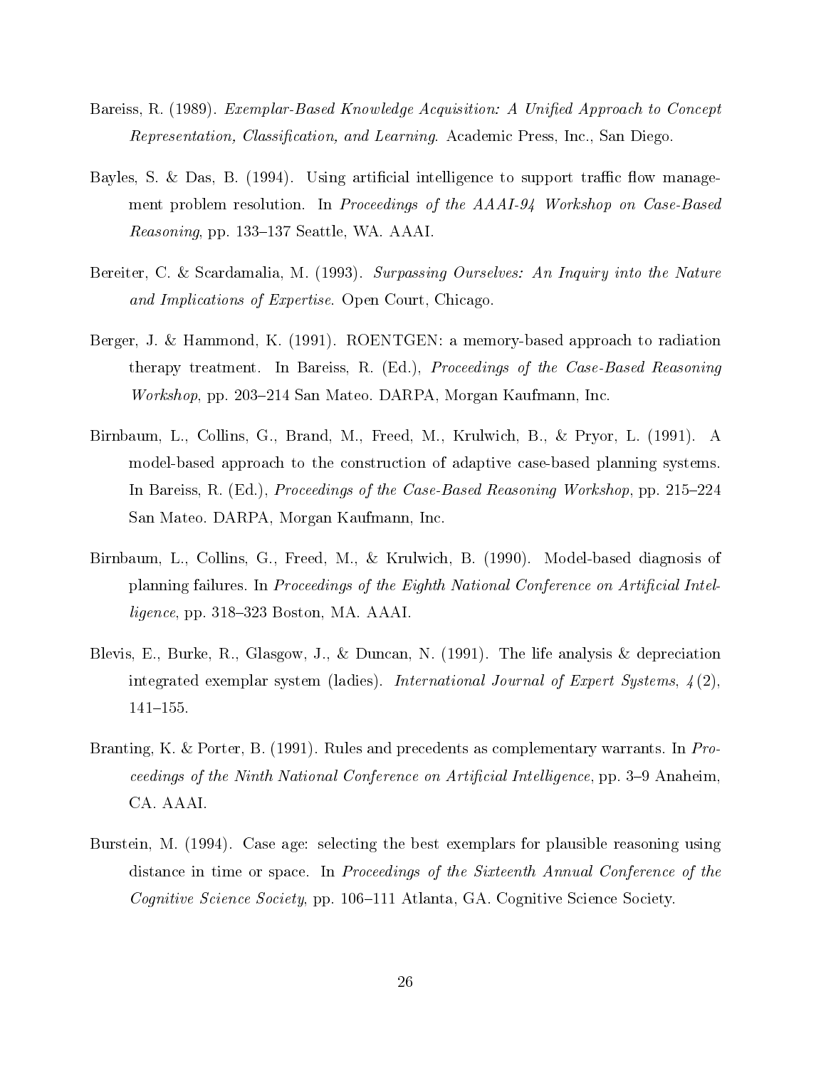Bareiss, R. (1989). *Exemplar-Based Knowledge Acquisition: A Unified Approach to Concept Representation, Classification, and Learning*. Academic Press, Inc., San Diego.

Bayles, S. & Das, B. (1994). Using artificial intelligence to support traffic flow management problem resolution. In *Proceedings of the AAAI-94 Workshop on Case-Based Reasoning*, pp. 133–137 Seattle, WA. AAAI.

Bereiter, C. & Scardamalia, M. (1993). *Surpassing Ourselves: An Inquiry into the Nature and Implications of Expertise*. Open Court, Chicago.

Berger, J. & Hammond, K. (1991). ROENTGEN: a memory-based approach to radiation therapy treatment. In Bareiss, R. (Ed.), *Proceedings of the Case-Based Reasoning Workshop*, pp. 203–214 San Mateo. DARPA, Morgan Kaufmann, Inc.

Birnbaum, L., Collins, G., Brand, M., Freed, M., Krulwich, B., & Pryor, L. (1991). A model-based approach to the construction of adaptive case-based planning systems. In Bareiss, R. (Ed.), *Proceedings of the Case-Based Reasoning Workshop*, pp. 215–224 San Mateo. DARPA, Morgan Kaufmann, Inc.

Birnbaum, L., Collins, G., Freed, M., & Krulwich, B. (1990). Model-based diagnosis of planning failures. In *Proceedings of the Eighth National Conference on Artificial Intelligence*, pp. 318–323 Boston, MA. AAAI.

Blevis, E., Burke, R., Glasgow, J., & Duncan, N. (1991). The life analysis & depreciation integrated exemplar system (ladies). *International Journal of Expert Systems*, *4*(2), 141–155.

Branting, K. & Porter, B. (1991). Rules and precedents as complementary warrants. In *Proceedings of the Ninth National Conference on Artificial Intelligence*, pp. 3–9 Anaheim, CA. AAAI.

Burstein, M. (1994). Case age: selecting the best exemplars for plausible reasoning using distance in time or space. In *Proceedings of the Sixteenth Annual Conference of the Cognitive Science Society*, pp. 106–111 Atlanta, GA. Cognitive Science Society.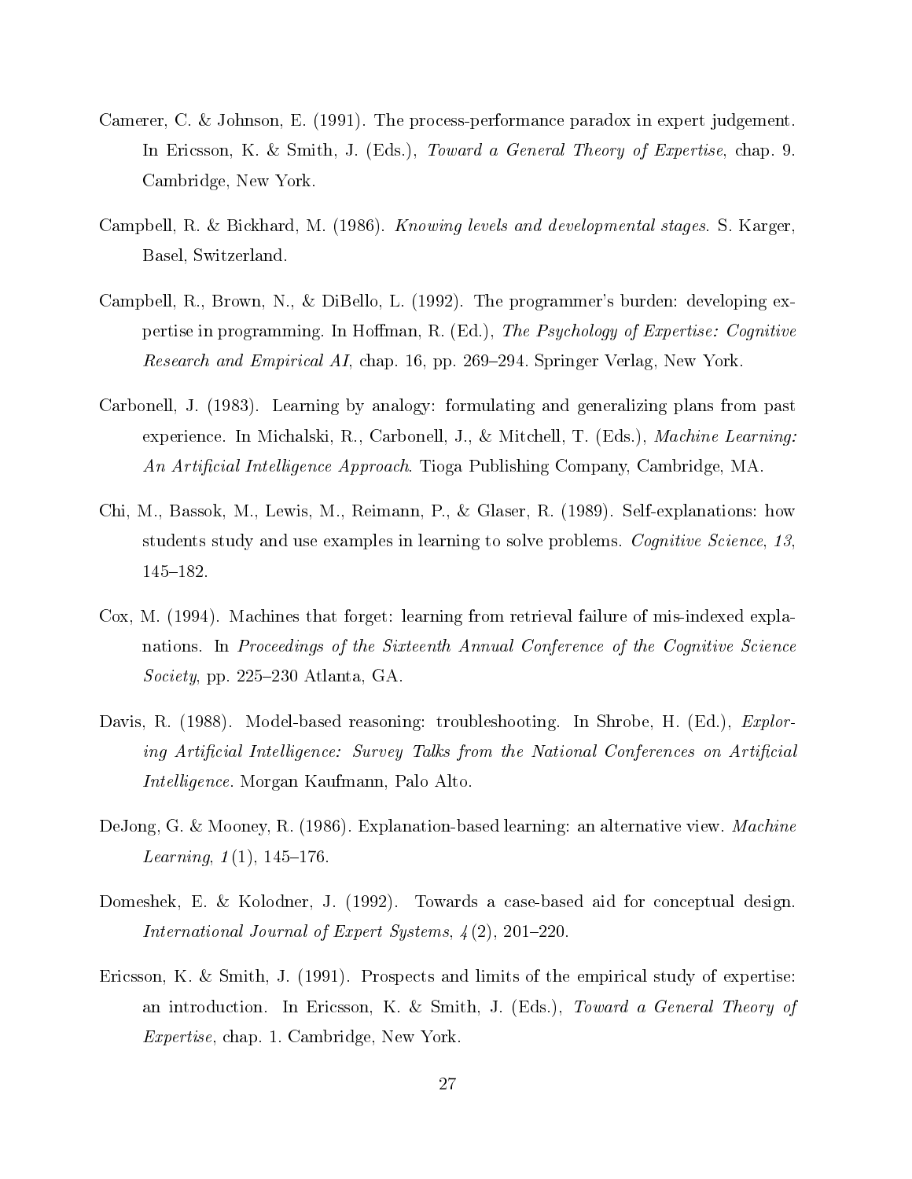Camerer, C. & Johnson, E. (1991). The process-performance paradox in expert judgement. In Ericsson, K. & Smith, J. (Eds.), *Toward a General Theory of Expertise*, chap. 9. Cambridge, New York.

Campbell, R. & Bickhard, M. (1986). *Knowing levels and developmental stages*. S. Karger, Basel, Switzerland.

Campbell, R., Brown, N., & DiBello, L. (1992). The programmer's burden: developing expertise in programming. In Hoffman, R. (Ed.), *The Psychology of Expertise: Cognitive Research and Empirical AI*, chap. 16, pp. 269–294. Springer Verlag, New York.

Carbonell, J. (1983). Learning by analogy: formulating and generalizing plans from past experience. In Michalski, R., Carbonell, J., & Mitchell, T. (Eds.), *Machine Learning: An Artificial Intelligence Approach*. Tioga Publishing Company, Cambridge, MA.

Chi, M., Bassok, M., Lewis, M., Reimann, P., & Glaser, R. (1989). Self-explanations: how students study and use examples in learning to solve problems. *Cognitive Science*, *13*, 145–182.

Cox, M. (1994). Machines that forget: learning from retrieval failure of mis-indexed explanations. In *Proceedings of the Sixteenth Annual Conference of the Cognitive Science Society*, pp. 225–230 Atlanta, GA.

Davis, R. (1988). Model-based reasoning: troubleshooting. In Shrobe, H. (Ed.), *Exploring Artificial Intelligence: Survey Talks from the National Conferences on Artificial Intelligence*. Morgan Kaufmann, Palo Alto.

DeJong, G. & Mooney, R. (1986). Explanation-based learning: an alternative view. *Machine Learning*, *1*(1), 145–176.

Domeshek, E. & Kolodner, J. (1992). Towards a case-based aid for conceptual design. *International Journal of Expert Systems*, *4*(2), 201–220.

Ericsson, K. & Smith, J. (1991). Prospects and limits of the empirical study of expertise: an introduction. In Ericsson, K. & Smith, J. (Eds.), *Toward a General Theory of Expertise*, chap. 1. Cambridge, New York.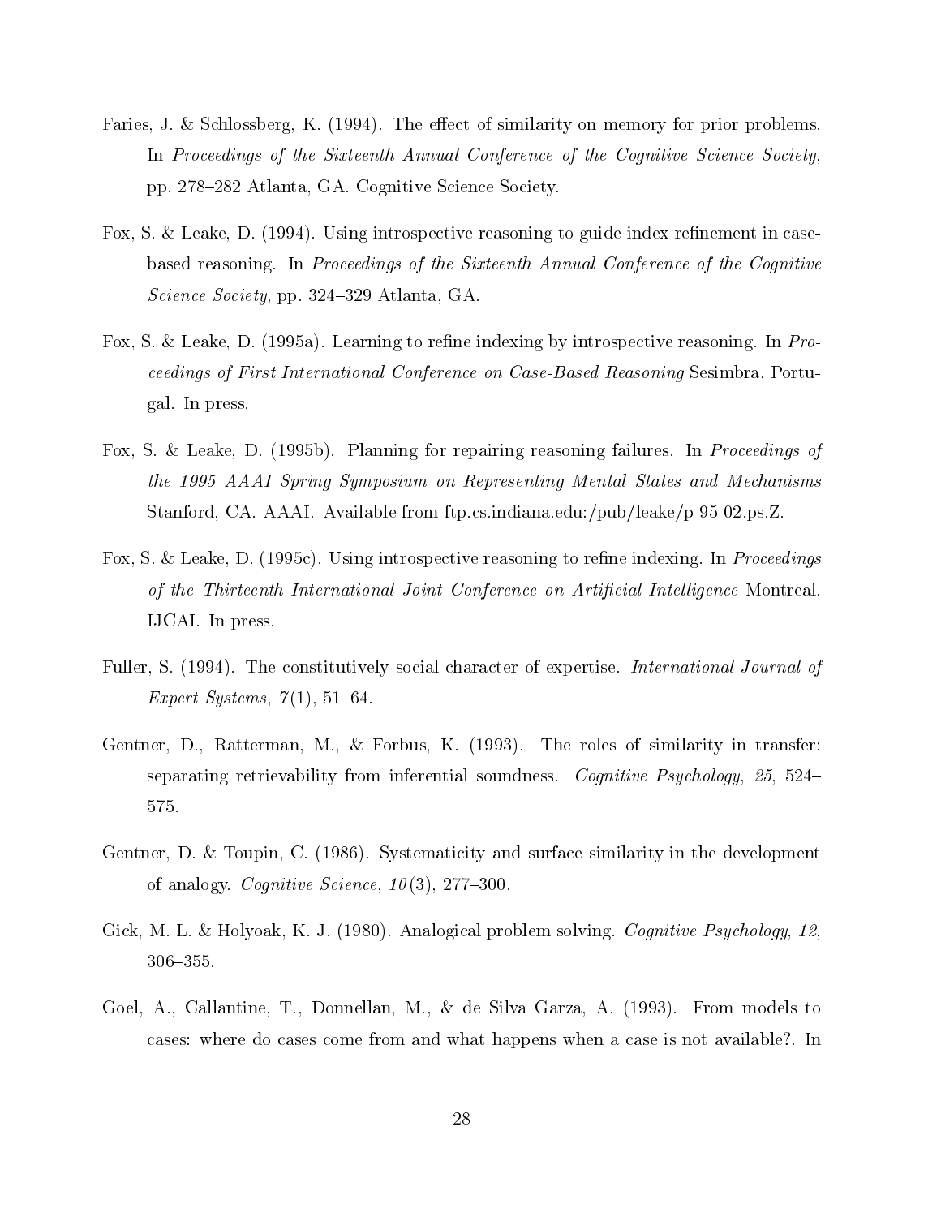Faries, J. & Schlossberg, K. (1994). The effect of similarity on memory for prior problems. In *Proceedings of the Sixteenth Annual Conference of the Cognitive Science Society*, pp. 278–282 Atlanta, GA. Cognitive Science Society.

Fox, S. & Leake, D. (1994). Using introspective reasoning to guide index refinement in case-based reasoning. In *Proceedings of the Sixteenth Annual Conference of the Cognitive Science Society*, pp. 324–329 Atlanta, GA.

Fox, S. & Leake, D. (1995a). Learning to refine indexing by introspective reasoning. In *Proceedings of First International Conference on Case-Based Reasoning* Sesimbra, Portugal. In press.

Fox, S. & Leake, D. (1995b). Planning for repairing reasoning failures. In *Proceedings of the 1995 AAAI Spring Symposium on Representing Mental States and Mechanisms* Stanford, CA. AAAI. Available from ftp.cs.indiana.edu:/pub/leake/p-95-02.ps.Z.

Fox, S. & Leake, D. (1995c). Using introspective reasoning to refine indexing. In *Proceedings of the Thirteenth International Joint Conference on Artificial Intelligence* Montreal. IJCAI. In press.

Fuller, S. (1994). The constitutively social character of expertise. *International Journal of Expert Systems*, *7*(1), 51–64.

Gentner, D., Ratterman, M., & Forbus, K. (1993). The roles of similarity in transfer: separating retrievability from inferential soundness. *Cognitive Psychology*, *25*, 524–575.

Gentner, D. & Toupin, C. (1986). Systematicity and surface similarity in the development of analogy. *Cognitive Science*, *10*(3), 277–300.

Gick, M. L. & Holyoak, K. J. (1980). Analogical problem solving. *Cognitive Psychology*, *12*, 306–355.

Goel, A., Callantine, T., Donnellan, M., & de Silva Garza, A. (1993). From models to cases: where do cases come from and what happens when a case is not available?. In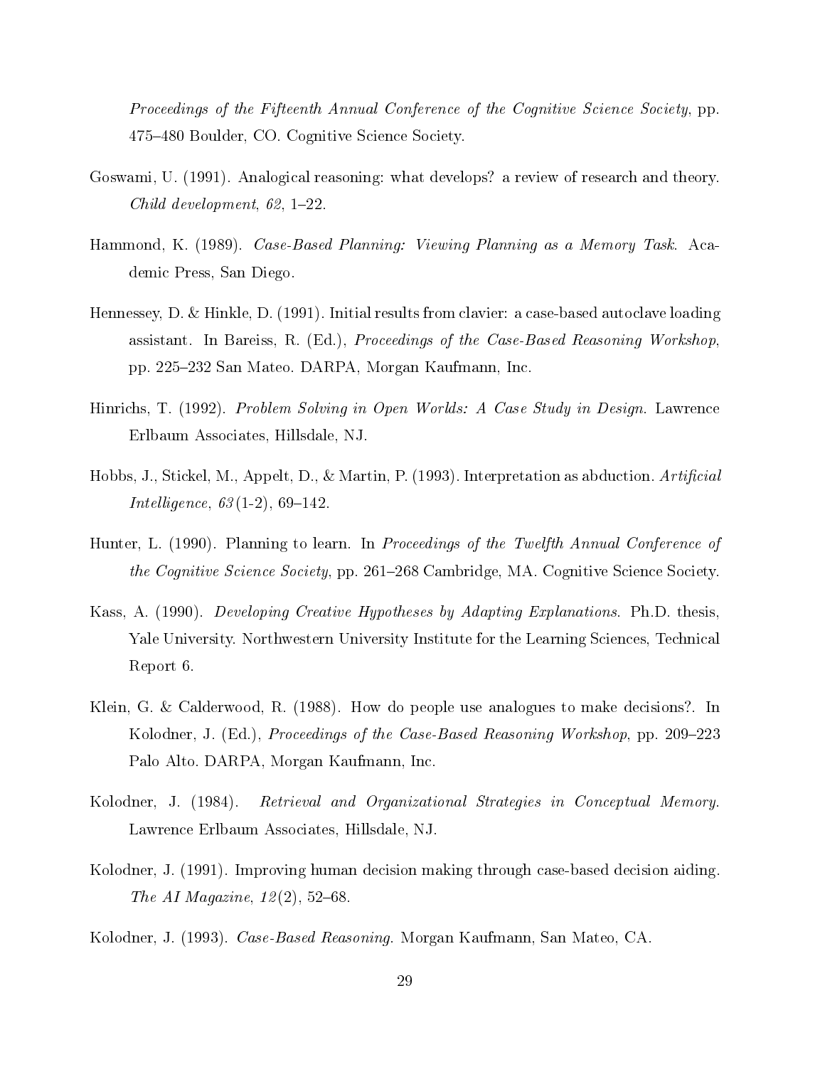*Proceedings of the Fifteenth Annual Conference of the Cognitive Science Society*, pp. 475–480 Boulder, CO. Cognitive Science Society.

Goswami, U. (1991). Analogical reasoning: what develops? a review of research and theory. *Child development*, *62*, 1–22.

Hammond, K. (1989). *Case-Based Planning: Viewing Planning as a Memory Task*. Academic Press, San Diego.

Hennessey, D. & Hinkle, D. (1991). Initial results from clavier: a case-based autoclave loading assistant. In Bareiss, R. (Ed.), *Proceedings of the Case-Based Reasoning Workshop*, pp. 225–232 San Mateo. DARPA, Morgan Kaufmann, Inc.

Hinrichs, T. (1992). *Problem Solving in Open Worlds: A Case Study in Design*. Lawrence Erlbaum Associates, Hillsdale, NJ.

Hobbs, J., Stickel, M., Appelt, D., & Martin, P. (1993). Interpretation as abduction. *Artificial Intelligence*, *63*(1-2), 69–142.

Hunter, L. (1990). Planning to learn. In *Proceedings of the Twelfth Annual Conference of the Cognitive Science Society*, pp. 261–268 Cambridge, MA. Cognitive Science Society.

Kass, A. (1990). *Developing Creative Hypotheses by Adapting Explanations*. Ph.D. thesis, Yale University. Northwestern University Institute for the Learning Sciences, Technical Report 6.

Klein, G. & Calderwood, R. (1988). How do people use analogues to make decisions?. In Kolodner, J. (Ed.), *Proceedings of the Case-Based Reasoning Workshop*, pp. 209–223 Palo Alto. DARPA, Morgan Kaufmann, Inc.

Kolodner, J. (1984). *Retrieval and Organizational Strategies in Conceptual Memory*. Lawrence Erlbaum Associates, Hillsdale, NJ.

Kolodner, J. (1991). Improving human decision making through case-based decision aiding. *The AI Magazine*, *12*(2), 52–68.

Kolodner, J. (1993). *Case-Based Reasoning*. Morgan Kaufmann, San Mateo, CA.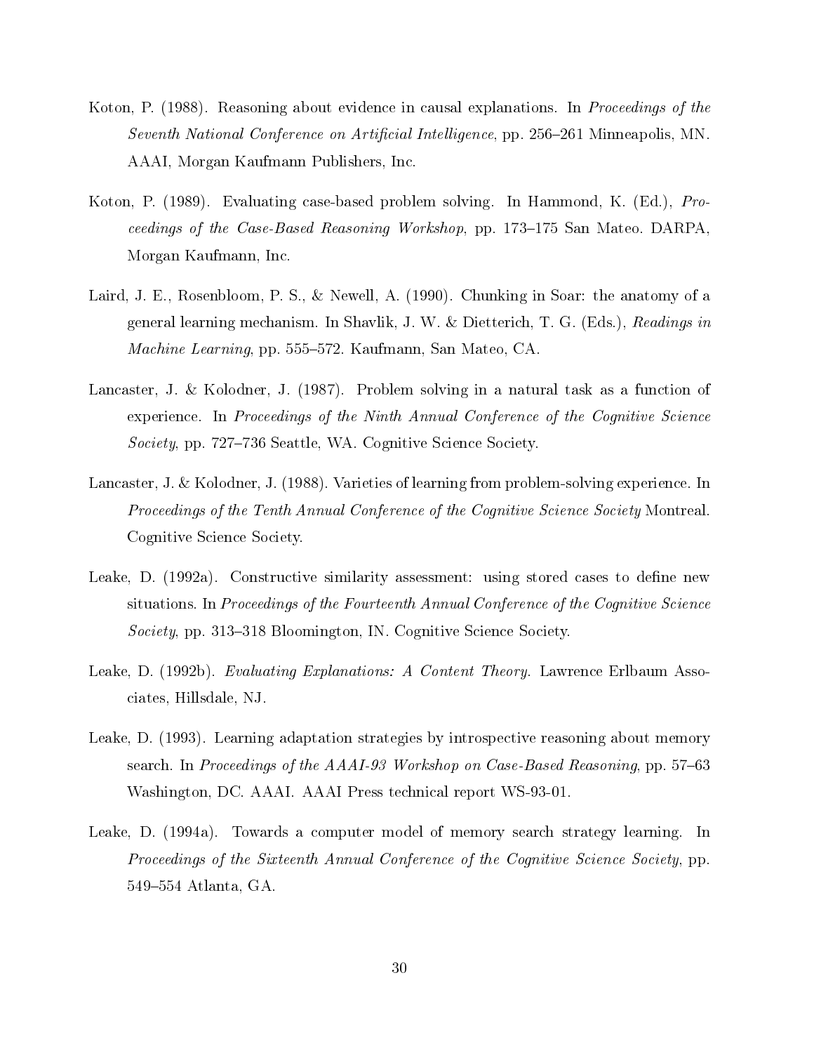Koton, P. (1988). Reasoning about evidence in causal explanations. In *Proceedings of the Seventh National Conference on Artificial Intelligence*, pp. 256–261 Minneapolis, MN. AAAI, Morgan Kaufmann Publishers, Inc.

Koton, P. (1989). Evaluating case-based problem solving. In Hammond, K. (Ed.), *Proceedings of the Case-Based Reasoning Workshop*, pp. 173–175 San Mateo. DARPA, Morgan Kaufmann, Inc.

Laird, J. E., Rosenbloom, P. S., & Newell, A. (1990). Chunking in Soar: the anatomy of a general learning mechanism. In Shavlik, J. W. & Dietterich, T. G. (Eds.), *Readings in Machine Learning*, pp. 555–572. Kaufmann, San Mateo, CA.

Lancaster, J. & Kolodner, J. (1987). Problem solving in a natural task as a function of experience. In *Proceedings of the Ninth Annual Conference of the Cognitive Science Society*, pp. 727–736 Seattle, WA. Cognitive Science Society.

Lancaster, J. & Kolodner, J. (1988). Varieties of learning from problem-solving experience. In *Proceedings of the Tenth Annual Conference of the Cognitive Science Society* Montreal. Cognitive Science Society.

Leake, D. (1992a). Constructive similarity assessment: using stored cases to define new situations. In *Proceedings of the Fourteenth Annual Conference of the Cognitive Science Society*, pp. 313–318 Bloomington, IN. Cognitive Science Society.

Leake, D. (1992b). *Evaluating Explanations: A Content Theory*. Lawrence Erlbaum Associates, Hillsdale, NJ.

Leake, D. (1993). Learning adaptation strategies by introspective reasoning about memory search. In *Proceedings of the AAAI-93 Workshop on Case-Based Reasoning*, pp. 57–63 Washington, DC. AAAI. AAAI Press technical report WS-93-01.

Leake, D. (1994a). Towards a computer model of memory search strategy learning. In *Proceedings of the Sixteenth Annual Conference of the Cognitive Science Society*, pp. 549–554 Atlanta, GA.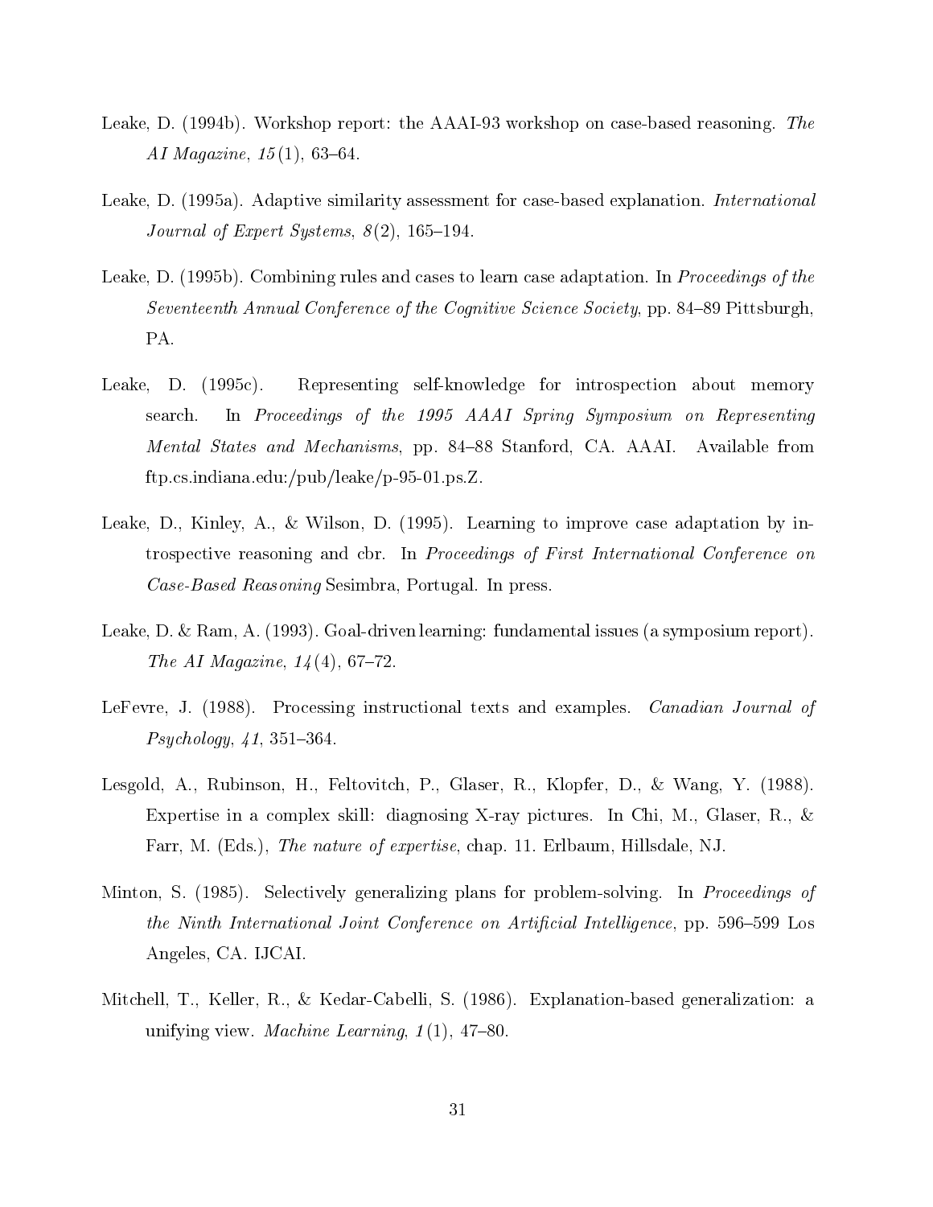Leake, D. (1994b). Workshop report: the AAAI-93 workshop on case-based reasoning. *The AI Magazine*, *15*(1), 63–64.

Leake, D. (1995a). Adaptive similarity assessment for case-based explanation. *International Journal of Expert Systems*, *8*(2), 165–194.

Leake, D. (1995b). Combining rules and cases to learn case adaptation. In *Proceedings of the Seventeenth Annual Conference of the Cognitive Science Society*, pp. 84–89 Pittsburgh, PA.

Leake, D. (1995c). Representing self-knowledge for introspection about memory search. In *Proceedings of the 1995 AAAI Spring Symposium on Representing Mental States and Mechanisms*, pp. 84–88 Stanford, CA. AAAI. Available from ftp.cs.indiana.edu:/pub/leake/p-95-01.ps.Z.

Leake, D., Kinley, A., & Wilson, D. (1995). Learning to improve case adaptation by introspective reasoning and cbr. In *Proceedings of First International Conference on Case-Based Reasoning* Sesimbra, Portugal. In press.

Leake, D. & Ram, A. (1993). Goal-driven learning: fundamental issues (a symposium report). *The AI Magazine*, *14*(4), 67–72.

LeFevre, J. (1988). Processing instructional texts and examples. *Canadian Journal of Psychology*, *41*, 351–364.

Lesgold, A., Rubinson, H., Feltovitch, P., Glaser, R., Klopfer, D., & Wang, Y. (1988). Expertise in a complex skill: diagnosing X-ray pictures. In Chi, M., Glaser, R., & Farr, M. (Eds.), *The nature of expertise*, chap. 11. Erlbaum, Hillsdale, NJ.

Minton, S. (1985). Selectively generalizing plans for problem-solving. In *Proceedings of the Ninth International Joint Conference on Artificial Intelligence*, pp. 596–599 Los Angeles, CA. IJCAI.

Mitchell, T., Keller, R., & Kedar-Cabelli, S. (1986). Explanation-based generalization: a unifying view. *Machine Learning*, *1*(1), 47–80.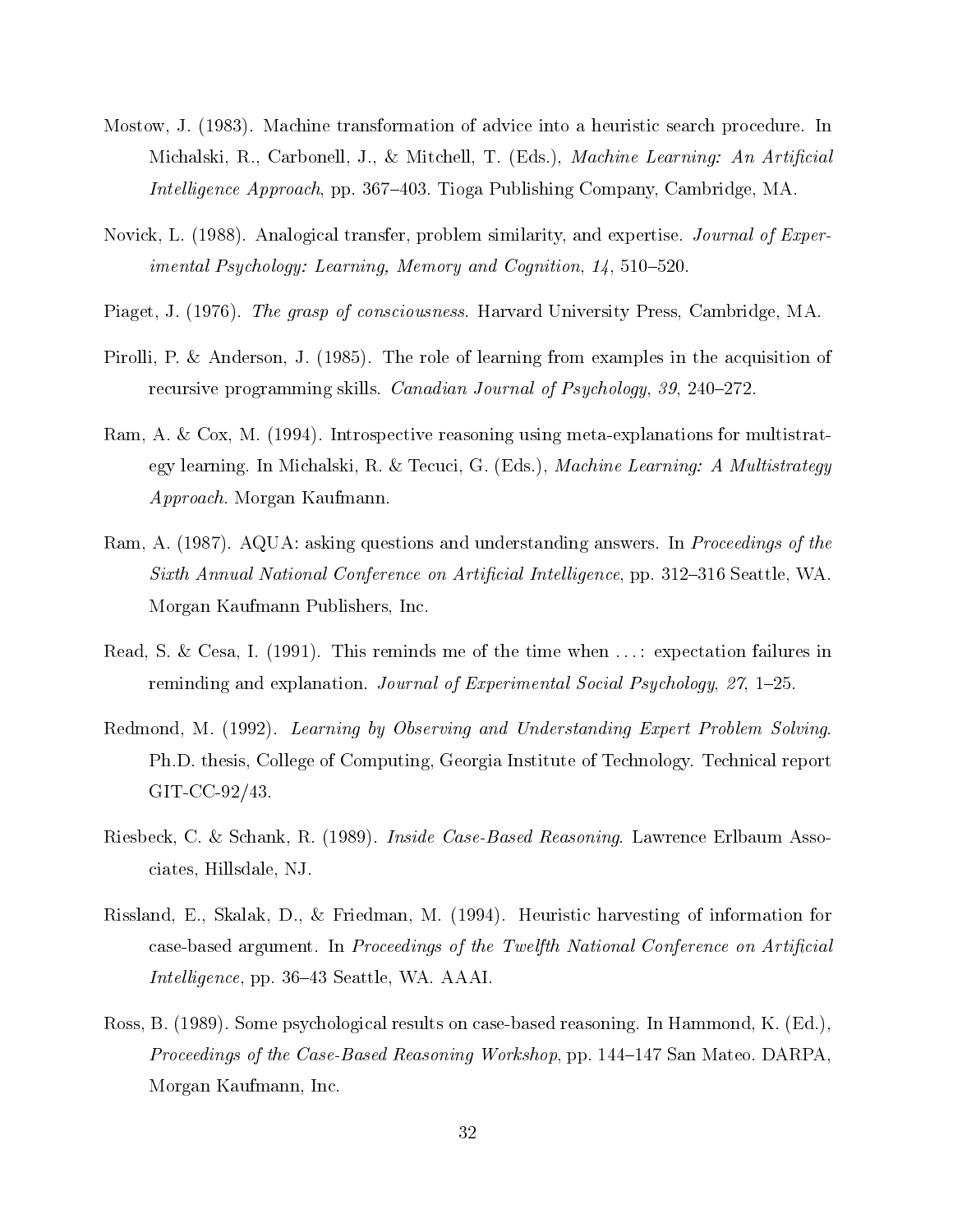Mostow, J. (1983). Machine transformation of advice into a heuristic search procedure. In Michalski, R., Carbonell, J., & Mitchell, T. (Eds.), *Machine Learning: An Artificial Intelligence Approach*, pp. 367–403. Tioga Publishing Company, Cambridge, MA.

Novick, L. (1988). Analogical transfer, problem similarity, and expertise. *Journal of Experimental Psychology: Learning, Memory and Cognition*, *14*, 510–520.

Piaget, J. (1976). *The grasp of consciousness*. Harvard University Press, Cambridge, MA.

Pirolli, P. & Anderson, J. (1985). The role of learning from examples in the acquisition of recursive programming skills. *Canadian Journal of Psychology*, *39*, 240–272.

Ram, A. & Cox, M. (1994). Introspective reasoning using meta-explanations for multistrategy learning. In Michalski, R. & Tecuci, G. (Eds.), *Machine Learning: A Multistrategy Approach*. Morgan Kaufmann.

Ram, A. (1987). AQUA: asking questions and understanding answers. In *Proceedings of the Sixth Annual National Conference on Artificial Intelligence*, pp. 312–316 Seattle, WA. Morgan Kaufmann Publishers, Inc.

Read, S. & Cesa, I. (1991). This reminds me of the time when ...: expectation failures in reminding and explanation. *Journal of Experimental Social Psychology*, *27*, 1–25.

Redmond, M. (1992). *Learning by Observing and Understanding Expert Problem Solving*. Ph.D. thesis, College of Computing, Georgia Institute of Technology. Technical report GIT-CC-92/43.

Riesbeck, C. & Schank, R. (1989). *Inside Case-Based Reasoning*. Lawrence Erlbaum Associates, Hillsdale, NJ.

Rissland, E., Skalak, D., & Friedman, M. (1994). Heuristic harvesting of information for case-based argument. In *Proceedings of the Twelfth National Conference on Artificial Intelligence*, pp. 36–43 Seattle, WA. AAAI.

Ross, B. (1989). Some psychological results on case-based reasoning. In Hammond, K. (Ed.), *Proceedings of the Case-Based Reasoning Workshop*, pp. 144–147 San Mateo. DARPA, Morgan Kaufmann, Inc.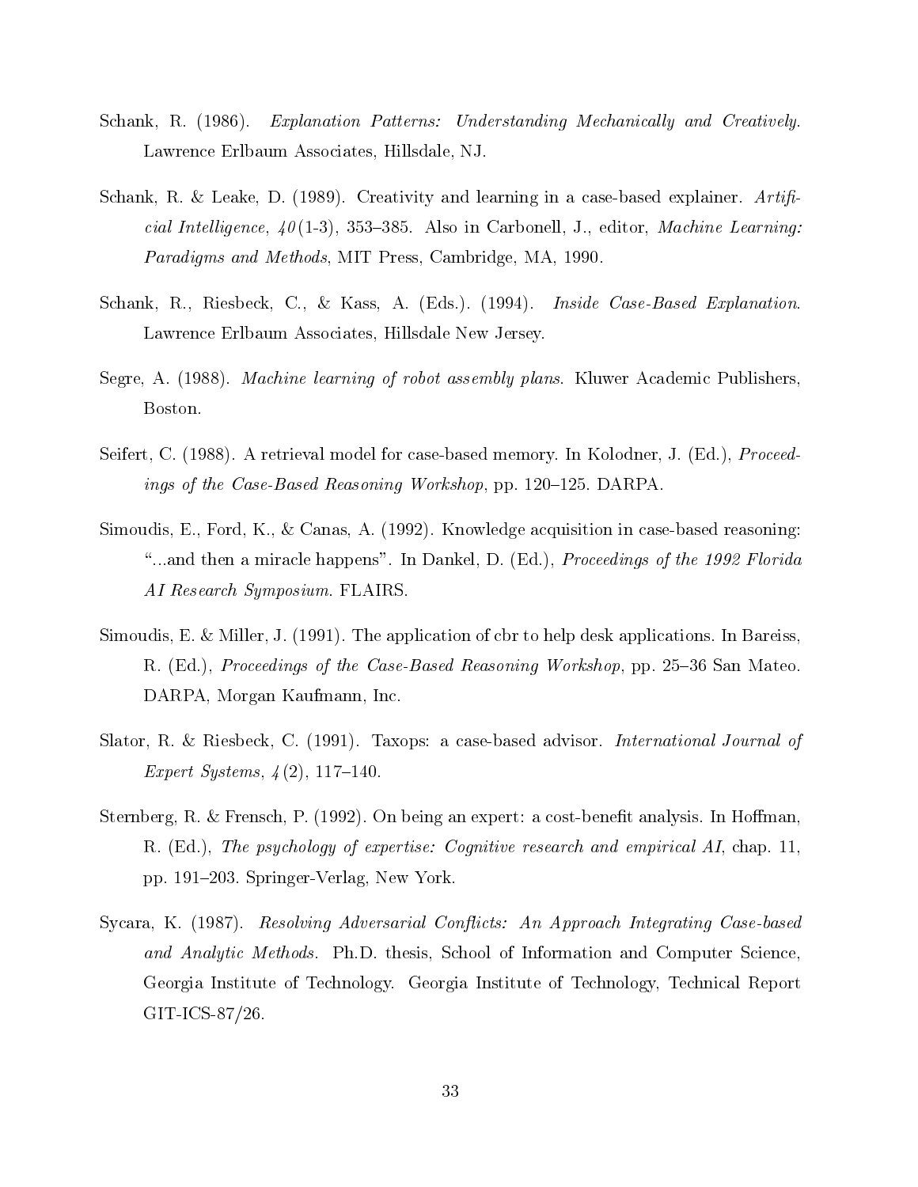Schank, R. (1986). *Explanation Patterns: Understanding Mechanically and Creatively.* Lawrence Erlbaum Associates, Hillsdale, NJ.

Schank, R. & Leake, D. (1989). Creativity and learning in a case-based explainer. *Artificial Intelligence*, *40*(1-3), 353–385. Also in Carbonell, J., editor, *Machine Learning: Paradigms and Methods*, MIT Press, Cambridge, MA, 1990.

Schank, R., Riesbeck, C., & Kass, A. (Eds.). (1994). *Inside Case-Based Explanation*. Lawrence Erlbaum Associates, Hillsdale New Jersey.

Segre, A. (1988). *Machine learning of robot assembly plans.* Kluwer Academic Publishers, Boston.

Seifert, C. (1988). A retrieval model for case-based memory. In Kolodner, J. (Ed.), *Proceedings of the Case-Based Reasoning Workshop*, pp. 120–125. DARPA.

Simoudis, E., Ford, K., & Canas, A. (1992). Knowledge acquisition in case-based reasoning: "...and then a miracle happens". In Dankel, D. (Ed.), *Proceedings of the 1992 Florida AI Research Symposium.* FLAIRS.

Simoudis, E. & Miller, J. (1991). The application of cbr to help desk applications. In Bareiss, R. (Ed.), *Proceedings of the Case-Based Reasoning Workshop*, pp. 25–36 San Mateo. DARPA, Morgan Kaufmann, Inc.

Slator, R. & Riesbeck, C. (1991). Taxops: a case-based advisor. *International Journal of Expert Systems*, *4*(2), 117–140.

Sternberg, R. & Frensch, P. (1992). On being an expert: a cost-benefit analysis. In Hoffman, R. (Ed.), *The psychology of expertise: Cognitive research and empirical AI*, chap. 11, pp. 191–203. Springer-Verlag, New York.

Sycara, K. (1987). *Resolving Adversarial Conflicts: An Approach Integrating Case-based and Analytic Methods.* Ph.D. thesis, School of Information and Computer Science, Georgia Institute of Technology. Georgia Institute of Technology, Technical Report GIT-ICS-87/26.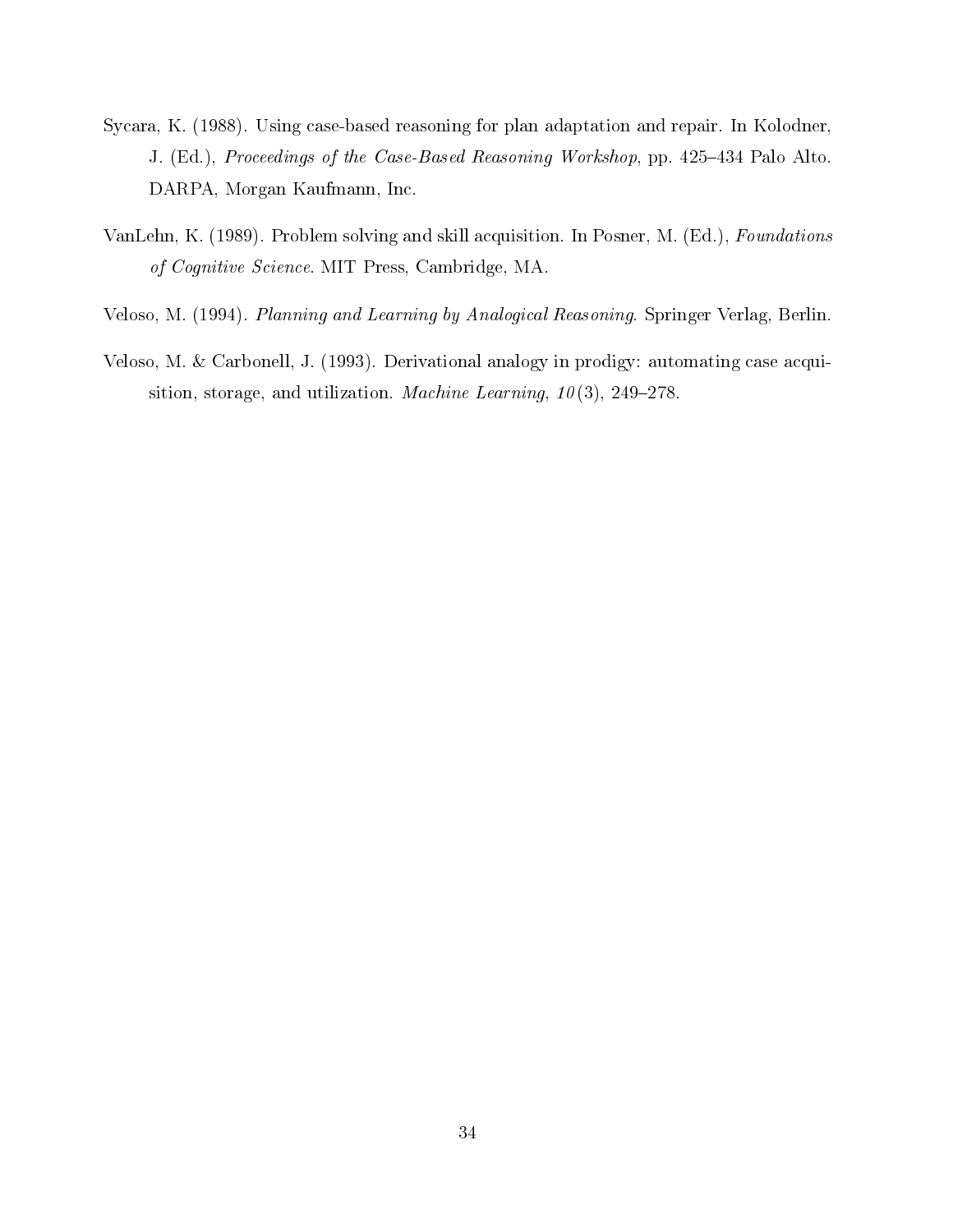Sycara, K. (1988). Using case-based reasoning for plan adaptation and repair. In Kolodner, J. (Ed.), *Proceedings of the Case-Based Reasoning Workshop*, pp. 425–434 Palo Alto. DARPA, Morgan Kaufmann, Inc.

VanLehn, K. (1989). Problem solving and skill acquisition. In Posner, M. (Ed.), *Foundations of Cognitive Science*. MIT Press, Cambridge, MA.

Veloso, M. (1994). *Planning and Learning by Analogical Reasoning*. Springer Verlag, Berlin.

Veloso, M. & Carbonell, J. (1993). Derivational analogy in prodigy: automating case acquisition, storage, and utilization. *Machine Learning*, *10*(3), 249–278.